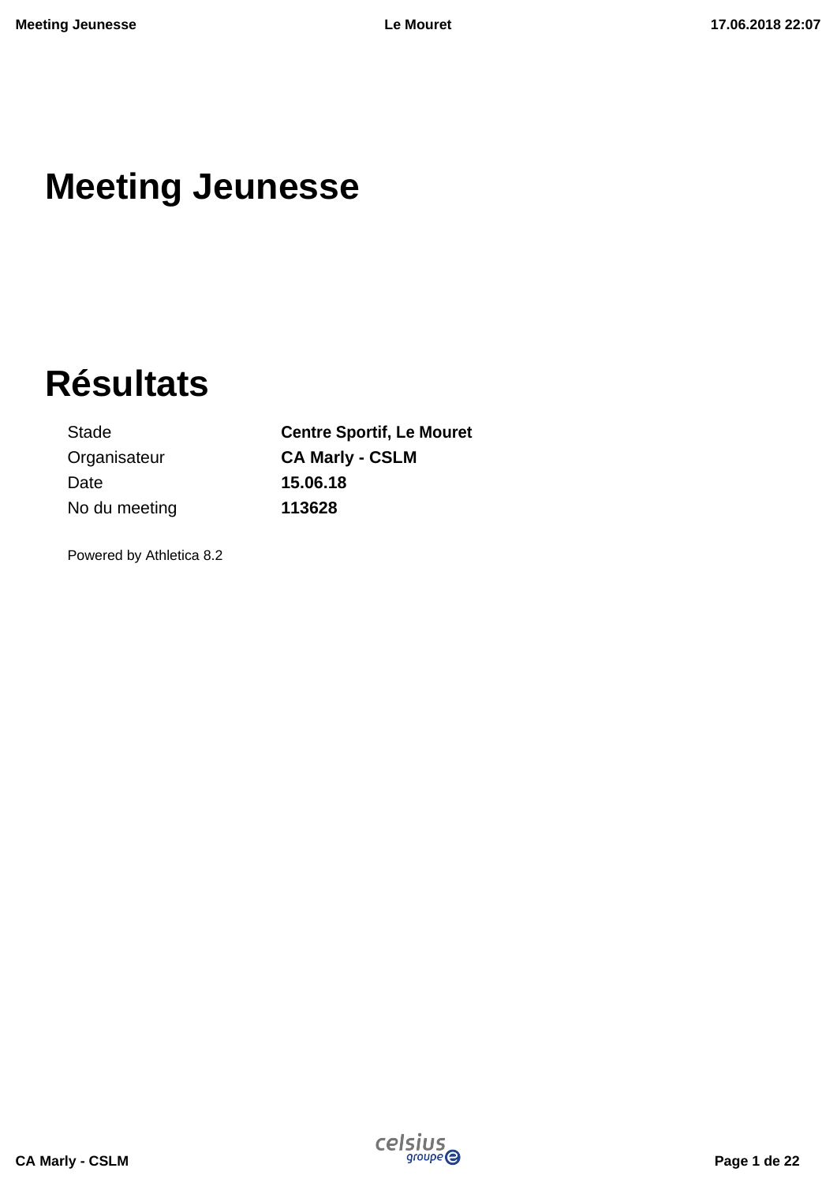# Meeting Jeunesse

# Résultats

| | |
|---|---|
| Stade | **Centre Sportif, Le Mouret** |
| Organisateur | **CA Marly - CSLM** |
| Date | **15.06.18** |
| No du meeting | **113628** |

Powered by Athletica 8.2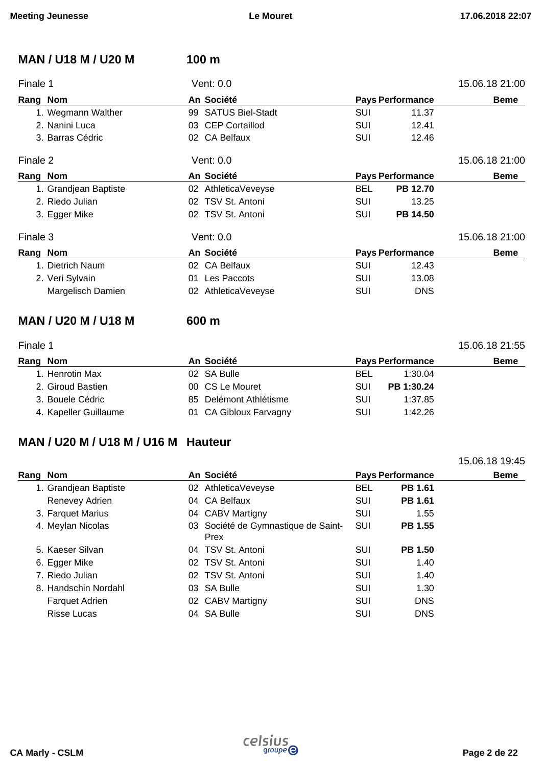## MAN / U18 M / U20 M — 100 m

Finale 1 — Vent: 0.0 — 15.06.18 21:00

| Rang | Nom | An | Société | Pays | Performance | Beme |
|---|---|---|---|---|---|---|
| 1. | Wegmann Walther | 99 | SATUS Biel-Stadt | SUI | 11.37 | |
| 2. | Nanini Luca | 03 | CEP Cortaillod | SUI | 12.41 | |
| 3. | Barras Cédric | 02 | CA Belfaux | SUI | 12.46 | |

Finale 2 — Vent: 0.0 — 15.06.18 21:00

| Rang | Nom | An | Société | Pays | Performance | Beme |
|---|---|---|---|---|---|---|
| 1. | Grandjean Baptiste | 02 | AthleticaVeveyse | BEL | **PB 12.70** | |
| 2. | Riedo Julian | 02 | TSV St. Antoni | SUI | 13.25 | |
| 3. | Egger Mike | 02 | TSV St. Antoni | SUI | **PB 14.50** | |

Finale 3 — Vent: 0.0 — 15.06.18 21:00

| Rang | Nom | An | Société | Pays | Performance | Beme |
|---|---|---|---|---|---|---|
| 1. | Dietrich Naum | 02 | CA Belfaux | SUI | 12.43 | |
| 2. | Veri Sylvain | 01 | Les Paccots | SUI | 13.08 | |
| | Margelisch Damien | 02 | AthleticaVeveyse | SUI | DNS | |

## MAN / U20 M / U18 M — 600 m

Finale 1 — 15.06.18 21:55

| Rang | Nom | An | Société | Pays | Performance | Beme |
|---|---|---|---|---|---|---|
| 1. | Henrotin Max | 02 | SA Bulle | BEL | 1:30.04 | |
| 2. | Giroud Bastien | 00 | CS Le Mouret | SUI | **PB 1:30.24** | |
| 3. | Bouele Cédric | 85 | Delémont Athlétisme | SUI | 1:37.85 | |
| 4. | Kapeller Guillaume | 01 | CA Gibloux Farvagny | SUI | 1:42.26 | |

## MAN / U20 M / U18 M / U16 M — Hauteur

15.06.18 19:45

| Rang | Nom | An | Société | Pays | Performance | Beme |
|---|---|---|---|---|---|---|
| 1. | Grandjean Baptiste | 02 | AthleticaVeveyse | BEL | **PB 1.61** | |
| | Renevey Adrien | 04 | CA Belfaux | SUI | **PB 1.61** | |
| 3. | Farquet Marius | 04 | CABV Martigny | SUI | 1.55 | |
| 4. | Meylan Nicolas | 03 | Société de Gymnastique de Saint-Prex | SUI | **PB 1.55** | |
| 5. | Kaeser Silvan | 04 | TSV St. Antoni | SUI | **PB 1.50** | |
| 6. | Egger Mike | 02 | TSV St. Antoni | SUI | 1.40 | |
| 7. | Riedo Julian | 02 | TSV St. Antoni | SUI | 1.40 | |
| 8. | Handschin Nordahl | 03 | SA Bulle | SUI | 1.30 | |
| | Farquet Adrien | 02 | CABV Martigny | SUI | DNS | |
| | Risse Lucas | 04 | SA Bulle | SUI | DNS | |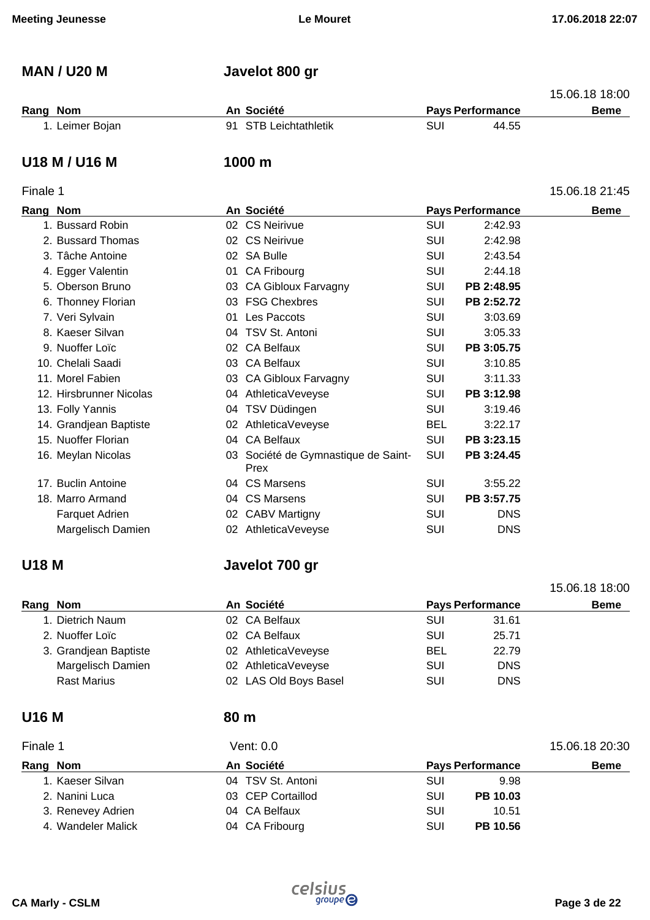## MAN / U20 M — Javelot 800 gr

15.06.18 18:00

| Rang | Nom | An | Société | Pays | Performance | Beme |
|---|---|---|---|---|---|---|
| 1. | Leimer Bojan | 91 | STB Leichtathletik | SUI | 44.55 | |

## U18 M / U16 M — 1000 m

Finale 1 — 15.06.18 21:45

| Rang | Nom | An | Société | Pays | Performance | Beme |
|---|---|---|---|---|---|---|
| 1. | Bussard Robin | 02 | CS Neirivue | SUI | 2:42.93 | |
| 2. | Bussard Thomas | 02 | CS Neirivue | SUI | 2:42.98 | |
| 3. | Tâche Antoine | 02 | SA Bulle | SUI | 2:43.54 | |
| 4. | Egger Valentin | 01 | CA Fribourg | SUI | 2:44.18 | |
| 5. | Oberson Bruno | 03 | CA Gibloux Farvagny | SUI | **PB 2:48.95** | |
| 6. | Thonney Florian | 03 | FSG Chexbres | SUI | **PB 2:52.72** | |
| 7. | Veri Sylvain | 01 | Les Paccots | SUI | 3:03.69 | |
| 8. | Kaeser Silvan | 04 | TSV St. Antoni | SUI | 3:05.33 | |
| 9. | Nuoffer Loïc | 02 | CA Belfaux | SUI | **PB 3:05.75** | |
| 10. | Chelali Saadi | 03 | CA Belfaux | SUI | 3:10.85 | |
| 11. | Morel Fabien | 03 | CA Gibloux Farvagny | SUI | 3:11.33 | |
| 12. | Hirsbrunner Nicolas | 04 | AthleticaVeveyse | SUI | **PB 3:12.98** | |
| 13. | Folly Yannis | 04 | TSV Düdingen | SUI | 3:19.46 | |
| 14. | Grandjean Baptiste | 02 | AthleticaVeveyse | BEL | 3:22.17 | |
| 15. | Nuoffer Florian | 04 | CA Belfaux | SUI | **PB 3:23.15** | |
| 16. | Meylan Nicolas | 03 | Société de Gymnastique de Saint-Prex | SUI | **PB 3:24.45** | |
| 17. | Buclin Antoine | 04 | CS Marsens | SUI | 3:55.22 | |
| 18. | Marro Armand | 04 | CS Marsens | SUI | **PB 3:57.75** | |
| | Farquet Adrien | 02 | CABV Martigny | SUI | DNS | |
| | Margelisch Damien | 02 | AthleticaVeveyse | SUI | DNS | |

## U18 M — Javelot 700 gr

15.06.18 18:00

| Rang | Nom | An | Société | Pays | Performance | Beme |
|---|---|---|---|---|---|---|
| 1. | Dietrich Naum | 02 | CA Belfaux | SUI | 31.61 | |
| 2. | Nuoffer Loïc | 02 | CA Belfaux | SUI | 25.71 | |
| 3. | Grandjean Baptiste | 02 | AthleticaVeveyse | BEL | 22.79 | |
| | Margelisch Damien | 02 | AthleticaVeveyse | SUI | DNS | |
| | Rast Marius | 02 | LAS Old Boys Basel | SUI | DNS | |

## U16 M — 80 m

Finale 1 — Vent: 0.0 — 15.06.18 20:30

| Rang | Nom | An | Société | Pays | Performance | Beme |
|---|---|---|---|---|---|---|
| 1. | Kaeser Silvan | 04 | TSV St. Antoni | SUI | 9.98 | |
| 2. | Nanini Luca | 03 | CEP Cortaillod | SUI | **PB 10.03** | |
| 3. | Renevey Adrien | 04 | CA Belfaux | SUI | 10.51 | |
| 4. | Wandeler Malick | 04 | CA Fribourg | SUI | **PB 10.56** | |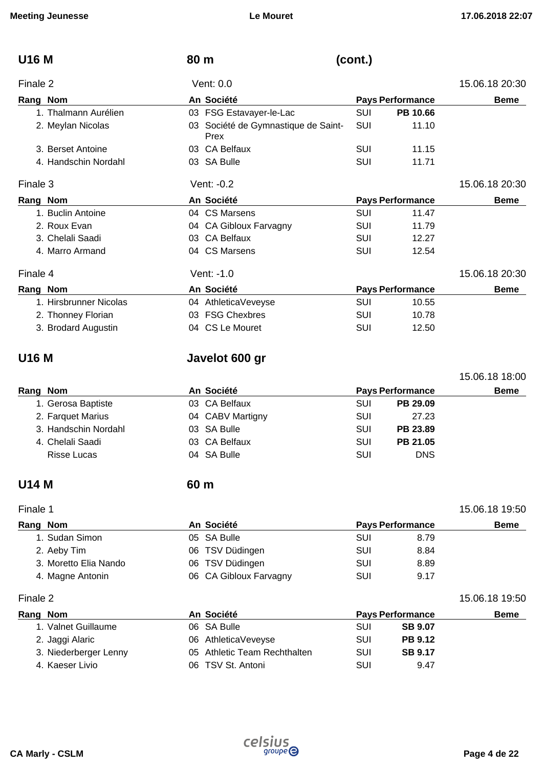## U16 M — 80 m (cont.)

### Finale 2 — Vent: 0.0 — 15.06.18 20:30

| Rang | Nom | An | Société | Pays | Performance | Beme |
|---|---|---|---|---|---|---|
| 1. | Thalmann Aurélien | 03 | FSG Estavayer-le-Lac | SUI | **PB 10.66** | |
| 2. | Meylan Nicolas | 03 | Société de Gymnastique de Saint-Prex | SUI | 11.10 | |
| 3. | Berset Antoine | 03 | CA Belfaux | SUI | 11.15 | |
| 4. | Handschin Nordahl | 03 | SA Bulle | SUI | 11.71 | |

### Finale 3 — Vent: -0.2 — 15.06.18 20:30

| Rang | Nom | An | Société | Pays | Performance | Beme |
|---|---|---|---|---|---|---|
| 1. | Buclin Antoine | 04 | CS Marsens | SUI | 11.47 | |
| 2. | Roux Evan | 04 | CA Gibloux Farvagny | SUI | 11.79 | |
| 3. | Chelali Saadi | 03 | CA Belfaux | SUI | 12.27 | |
| 4. | Marro Armand | 04 | CS Marsens | SUI | 12.54 | |

### Finale 4 — Vent: -1.0 — 15.06.18 20:30

| Rang | Nom | An | Société | Pays | Performance | Beme |
|---|---|---|---|---|---|---|
| 1. | Hirsbrunner Nicolas | 04 | AthleticaVeveyse | SUI | 10.55 | |
| 2. | Thonney Florian | 03 | FSG Chexbres | SUI | 10.78 | |
| 3. | Brodard Augustin | 04 | CS Le Mouret | SUI | 12.50 | |

## U16 M — Javelot 600 gr

15.06.18 18:00

| Rang | Nom | An | Société | Pays | Performance | Beme |
|---|---|---|---|---|---|---|
| 1. | Gerosa Baptiste | 03 | CA Belfaux | SUI | **PB 29.09** | |
| 2. | Farquet Marius | 04 | CABV Martigny | SUI | 27.23 | |
| 3. | Handschin Nordahl | 03 | SA Bulle | SUI | **PB 23.89** | |
| 4. | Chelali Saadi | 03 | CA Belfaux | SUI | **PB 21.05** | |
| | Risse Lucas | 04 | SA Bulle | SUI | DNS | |

## U14 M — 60 m

### Finale 1 — 15.06.18 19:50

| Rang | Nom | An | Société | Pays | Performance | Beme |
|---|---|---|---|---|---|---|
| 1. | Sudan Simon | 05 | SA Bulle | SUI | 8.79 | |
| 2. | Aeby Tim | 06 | TSV Düdingen | SUI | 8.84 | |
| 3. | Moretto Elia Nando | 06 | TSV Düdingen | SUI | 8.89 | |
| 4. | Magne Antonin | 06 | CA Gibloux Farvagny | SUI | 9.17 | |

### Finale 2 — 15.06.18 19:50

| Rang | Nom | An | Société | Pays | Performance | Beme |
|---|---|---|---|---|---|---|
| 1. | Valnet Guillaume | 06 | SA Bulle | SUI | **SB 9.07** | |
| 2. | Jaggi Alaric | 06 | AthleticaVeveyse | SUI | **PB 9.12** | |
| 3. | Niederberger Lenny | 05 | Athletic Team Rechthalten | SUI | **SB 9.17** | |
| 4. | Kaeser Livio | 06 | TSV St. Antoni | SUI | 9.47 | |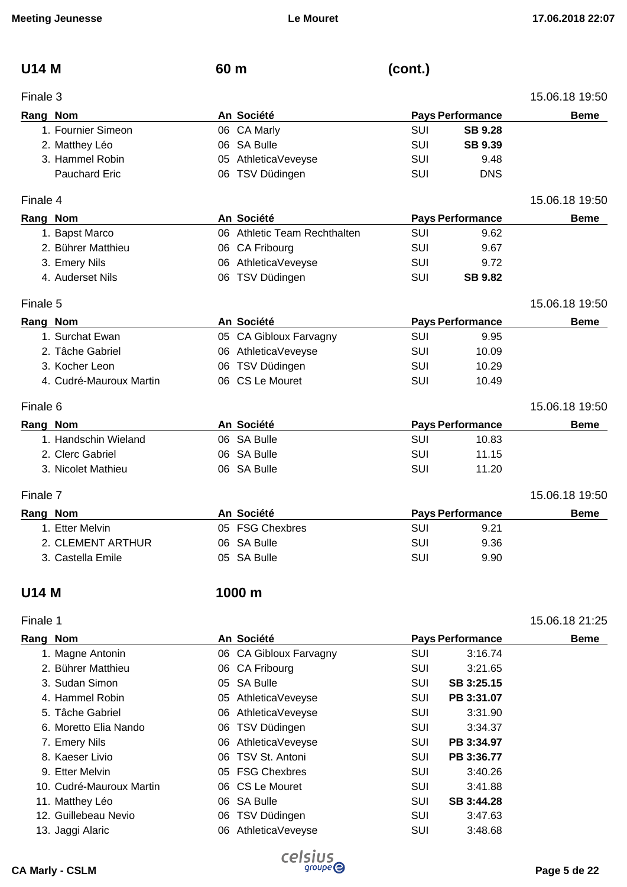## U14 M — 60 m (cont.)

### Finale 3

15.06.18 19:50

| Rang | Nom | An | Société | Pays | Performance | Beme |
|---|---|---|---|---|---|---|
| 1. | Fournier Simeon | 06 | CA Marly | SUI | **SB 9.28** | |
| 2. | Matthey Léo | 06 | SA Bulle | SUI | **SB 9.39** | |
| 3. | Hammel Robin | 05 | AthleticaVeveyse | SUI | 9.48 | |
| | Pauchard Eric | 06 | TSV Düdingen | SUI | DNS | |

### Finale 4

15.06.18 19:50

| Rang | Nom | An | Société | Pays | Performance | Beme |
|---|---|---|---|---|---|---|
| 1. | Bapst Marco | 06 | Athletic Team Rechthalten | SUI | 9.62 | |
| 2. | Bührer Matthieu | 06 | CA Fribourg | SUI | 9.67 | |
| 3. | Emery Nils | 06 | AthleticaVeveyse | SUI | 9.72 | |
| 4. | Auderset Nils | 06 | TSV Düdingen | SUI | **SB 9.82** | |

### Finale 5

15.06.18 19:50

| Rang | Nom | An | Société | Pays | Performance | Beme |
|---|---|---|---|---|---|---|
| 1. | Surchat Ewan | 05 | CA Gibloux Farvagny | SUI | 9.95 | |
| 2. | Tâche Gabriel | 06 | AthleticaVeveyse | SUI | 10.09 | |
| 3. | Kocher Leon | 06 | TSV Düdingen | SUI | 10.29 | |
| 4. | Cudré-Mauroux Martin | 06 | CS Le Mouret | SUI | 10.49 | |

### Finale 6

15.06.18 19:50

| Rang | Nom | An | Société | Pays | Performance | Beme |
|---|---|---|---|---|---|---|
| 1. | Handschin Wieland | 06 | SA Bulle | SUI | 10.83 | |
| 2. | Clerc Gabriel | 06 | SA Bulle | SUI | 11.15 | |
| 3. | Nicolet Mathieu | 06 | SA Bulle | SUI | 11.20 | |

### Finale 7

15.06.18 19:50

| Rang | Nom | An | Société | Pays | Performance | Beme |
|---|---|---|---|---|---|---|
| 1. | Etter Melvin | 05 | FSG Chexbres | SUI | 9.21 | |
| 2. | CLEMENT ARTHUR | 06 | SA Bulle | SUI | 9.36 | |
| 3. | Castella Emile | 05 | SA Bulle | SUI | 9.90 | |

## U14 M — 1000 m

### Finale 1

15.06.18 21:25

| Rang | Nom | An | Société | Pays | Performance | Beme |
|---|---|---|---|---|---|---|
| 1. | Magne Antonin | 06 | CA Gibloux Farvagny | SUI | 3:16.74 | |
| 2. | Bührer Matthieu | 06 | CA Fribourg | SUI | 3:21.65 | |
| 3. | Sudan Simon | 05 | SA Bulle | SUI | **SB 3:25.15** | |
| 4. | Hammel Robin | 05 | AthleticaVeveyse | SUI | **PB 3:31.07** | |
| 5. | Tâche Gabriel | 06 | AthleticaVeveyse | SUI | 3:31.90 | |
| 6. | Moretto Elia Nando | 06 | TSV Düdingen | SUI | 3:34.37 | |
| 7. | Emery Nils | 06 | AthleticaVeveyse | SUI | **PB 3:34.97** | |
| 8. | Kaeser Livio | 06 | TSV St. Antoni | SUI | **PB 3:36.77** | |
| 9. | Etter Melvin | 05 | FSG Chexbres | SUI | 3:40.26 | |
| 10. | Cudré-Mauroux Martin | 06 | CS Le Mouret | SUI | 3:41.88 | |
| 11. | Matthey Léo | 06 | SA Bulle | SUI | **SB 3:44.28** | |
| 12. | Guillebeau Nevio | 06 | TSV Düdingen | SUI | 3:47.63 | |
| 13. | Jaggi Alaric | 06 | AthleticaVeveyse | SUI | 3:48.68 | |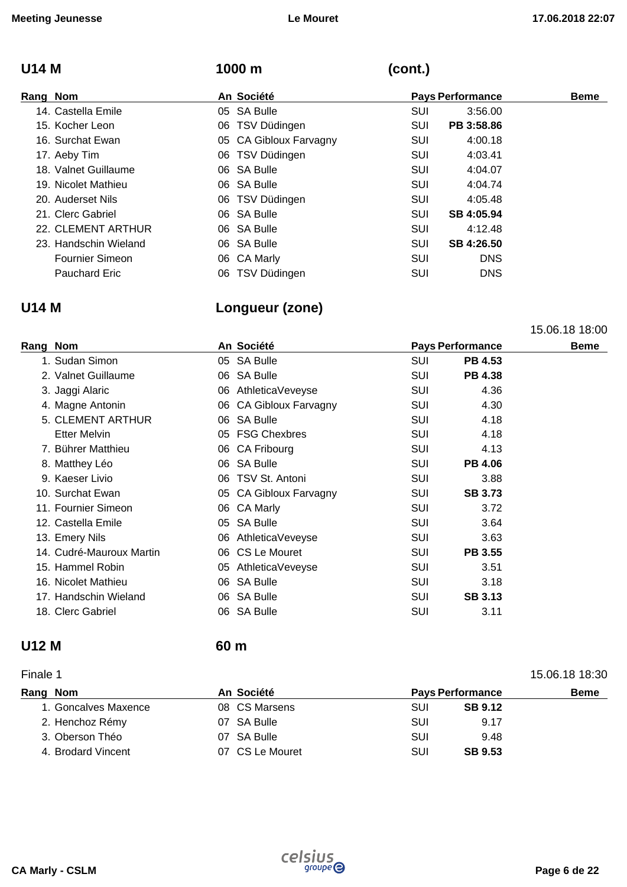## U14 M — 1000 m (cont.)

| Rang | Nom | An | Société | Pays | Performance | Beme |
|---|---|---|---|---|---|---|
| 14. | Castella Emile | 05 | SA Bulle | SUI | 3:56.00 | |
| 15. | Kocher Leon | 06 | TSV Düdingen | SUI | **PB 3:58.86** | |
| 16. | Surchat Ewan | 05 | CA Gibloux Farvagny | SUI | 4:00.18 | |
| 17. | Aeby Tim | 06 | TSV Düdingen | SUI | 4:03.41 | |
| 18. | Valnet Guillaume | 06 | SA Bulle | SUI | 4:04.07 | |
| 19. | Nicolet Mathieu | 06 | SA Bulle | SUI | 4:04.74 | |
| 20. | Auderset Nils | 06 | TSV Düdingen | SUI | 4:05.48 | |
| 21. | Clerc Gabriel | 06 | SA Bulle | SUI | **SB 4:05.94** | |
| 22. | CLEMENT ARTHUR | 06 | SA Bulle | SUI | 4:12.48 | |
| 23. | Handschin Wieland | 06 | SA Bulle | SUI | **SB 4:26.50** | |
| | Fournier Simeon | 06 | CA Marly | SUI | DNS | |
| | Pauchard Eric | 06 | TSV Düdingen | SUI | DNS | |

## U14 M — Longueur (zone)

15.06.18 18:00

| Rang | Nom | An | Société | Pays | Performance | Beme |
|---|---|---|---|---|---|---|
| 1. | Sudan Simon | 05 | SA Bulle | SUI | **PB 4.53** | |
| 2. | Valnet Guillaume | 06 | SA Bulle | SUI | **PB 4.38** | |
| 3. | Jaggi Alaric | 06 | AthleticaVeveyse | SUI | 4.36 | |
| 4. | Magne Antonin | 06 | CA Gibloux Farvagny | SUI | 4.30 | |
| 5. | CLEMENT ARTHUR | 06 | SA Bulle | SUI | 4.18 | |
| | Etter Melvin | 05 | FSG Chexbres | SUI | 4.18 | |
| 7. | Bührer Matthieu | 06 | CA Fribourg | SUI | 4.13 | |
| 8. | Matthey Léo | 06 | SA Bulle | SUI | **PB 4.06** | |
| 9. | Kaeser Livio | 06 | TSV St. Antoni | SUI | 3.88 | |
| 10. | Surchat Ewan | 05 | CA Gibloux Farvagny | SUI | **SB 3.73** | |
| 11. | Fournier Simeon | 06 | CA Marly | SUI | 3.72 | |
| 12. | Castella Emile | 05 | SA Bulle | SUI | 3.64 | |
| 13. | Emery Nils | 06 | AthleticaVeveyse | SUI | 3.63 | |
| 14. | Cudré-Mauroux Martin | 06 | CS Le Mouret | SUI | **PB 3.55** | |
| 15. | Hammel Robin | 05 | AthleticaVeveyse | SUI | 3.51 | |
| 16. | Nicolet Mathieu | 06 | SA Bulle | SUI | 3.18 | |
| 17. | Handschin Wieland | 06 | SA Bulle | SUI | **SB 3.13** | |
| 18. | Clerc Gabriel | 06 | SA Bulle | SUI | 3.11 | |

## U12 M — 60 m

Finale 1 — 15.06.18 18:30

| Rang | Nom | An | Société | Pays | Performance | Beme |
|---|---|---|---|---|---|---|
| 1. | Goncalves Maxence | 08 | CS Marsens | SUI | **SB 9.12** | |
| 2. | Henchoz Rémy | 07 | SA Bulle | SUI | 9.17 | |
| 3. | Oberson Théo | 07 | SA Bulle | SUI | 9.48 | |
| 4. | Brodard Vincent | 07 | CS Le Mouret | SUI | **SB 9.53** | |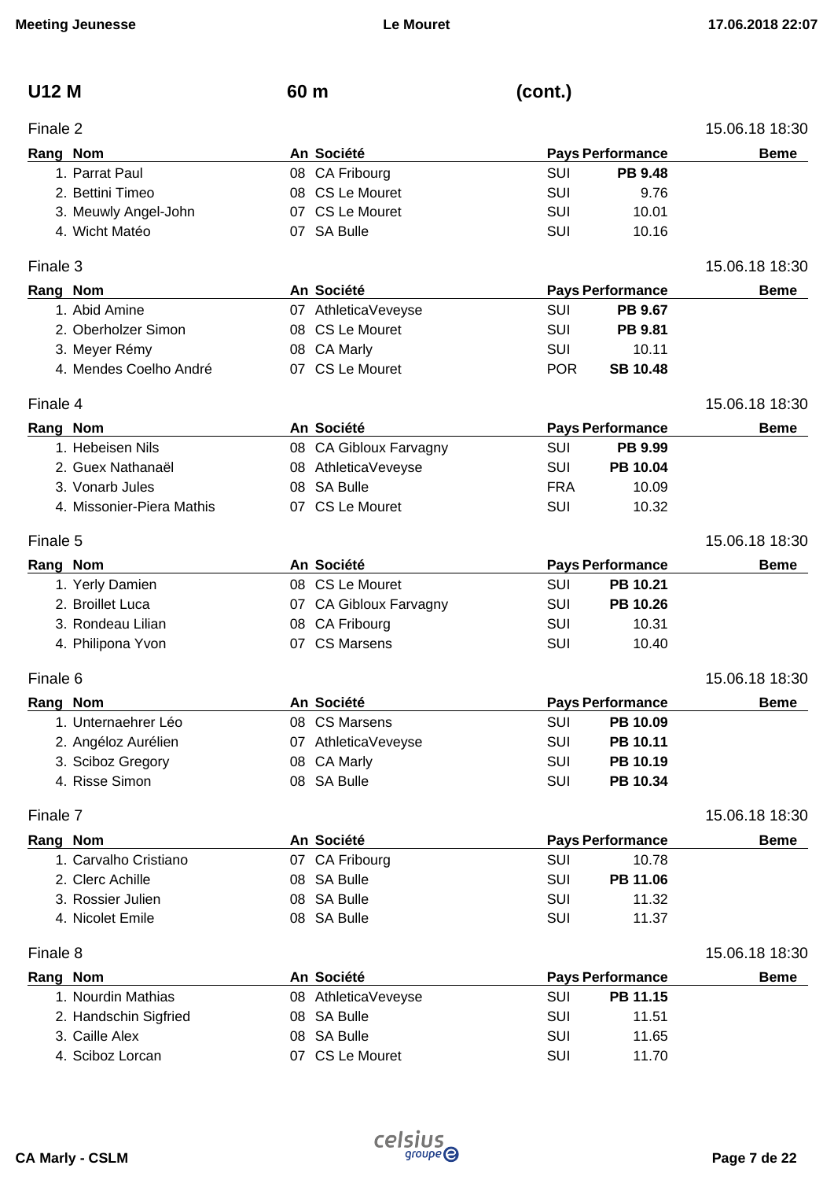## U12 M — 60 m (cont.)

### Finale 2 — 15.06.18 18:30

| Rang | Nom | An | Société | Pays | Performance | Beme |
|---|---|---|---|---|---|---|
| 1. | Parrat Paul | 08 | CA Fribourg | SUI | **PB 9.48** | |
| 2. | Bettini Timeo | 08 | CS Le Mouret | SUI | 9.76 | |
| 3. | Meuwly Angel-John | 07 | CS Le Mouret | SUI | 10.01 | |
| 4. | Wicht Matéo | 07 | SA Bulle | SUI | 10.16 | |

### Finale 3 — 15.06.18 18:30

| Rang | Nom | An | Société | Pays | Performance | Beme |
|---|---|---|---|---|---|---|
| 1. | Abid Amine | 07 | AthleticaVeveyse | SUI | **PB 9.67** | |
| 2. | Oberholzer Simon | 08 | CS Le Mouret | SUI | **PB 9.81** | |
| 3. | Meyer Rémy | 08 | CA Marly | SUI | 10.11 | |
| 4. | Mendes Coelho André | 07 | CS Le Mouret | POR | **SB 10.48** | |

### Finale 4 — 15.06.18 18:30

| Rang | Nom | An | Société | Pays | Performance | Beme |
|---|---|---|---|---|---|---|
| 1. | Hebeisen Nils | 08 | CA Gibloux Farvagny | SUI | **PB 9.99** | |
| 2. | Guex Nathanaël | 08 | AthleticaVeveyse | SUI | **PB 10.04** | |
| 3. | Vonarb Jules | 08 | SA Bulle | FRA | 10.09 | |
| 4. | Missonier-Piera Mathis | 07 | CS Le Mouret | SUI | 10.32 | |

### Finale 5 — 15.06.18 18:30

| Rang | Nom | An | Société | Pays | Performance | Beme |
|---|---|---|---|---|---|---|
| 1. | Yerly Damien | 08 | CS Le Mouret | SUI | **PB 10.21** | |
| 2. | Broillet Luca | 07 | CA Gibloux Farvagny | SUI | **PB 10.26** | |
| 3. | Rondeau Lilian | 08 | CA Fribourg | SUI | 10.31 | |
| 4. | Philipona Yvon | 07 | CS Marsens | SUI | 10.40 | |

### Finale 6 — 15.06.18 18:30

| Rang | Nom | An | Société | Pays | Performance | Beme |
|---|---|---|---|---|---|---|
| 1. | Unternaehrer Léo | 08 | CS Marsens | SUI | **PB 10.09** | |
| 2. | Angéloz Aurélien | 07 | AthleticaVeveyse | SUI | **PB 10.11** | |
| 3. | Sciboz Gregory | 08 | CA Marly | SUI | **PB 10.19** | |
| 4. | Risse Simon | 08 | SA Bulle | SUI | **PB 10.34** | |

### Finale 7 — 15.06.18 18:30

| Rang | Nom | An | Société | Pays | Performance | Beme |
|---|---|---|---|---|---|---|
| 1. | Carvalho Cristiano | 07 | CA Fribourg | SUI | 10.78 | |
| 2. | Clerc Achille | 08 | SA Bulle | SUI | **PB 11.06** | |
| 3. | Rossier Julien | 08 | SA Bulle | SUI | 11.32 | |
| 4. | Nicolet Emile | 08 | SA Bulle | SUI | 11.37 | |

### Finale 8 — 15.06.18 18:30

| Rang | Nom | An | Société | Pays | Performance | Beme |
|---|---|---|---|---|---|---|
| 1. | Nourdin Mathias | 08 | AthleticaVeveyse | SUI | **PB 11.15** | |
| 2. | Handschin Sigfried | 08 | SA Bulle | SUI | 11.51 | |
| 3. | Caille Alex | 08 | SA Bulle | SUI | 11.65 | |
| 4. | Sciboz Lorcan | 07 | CS Le Mouret | SUI | 11.70 | |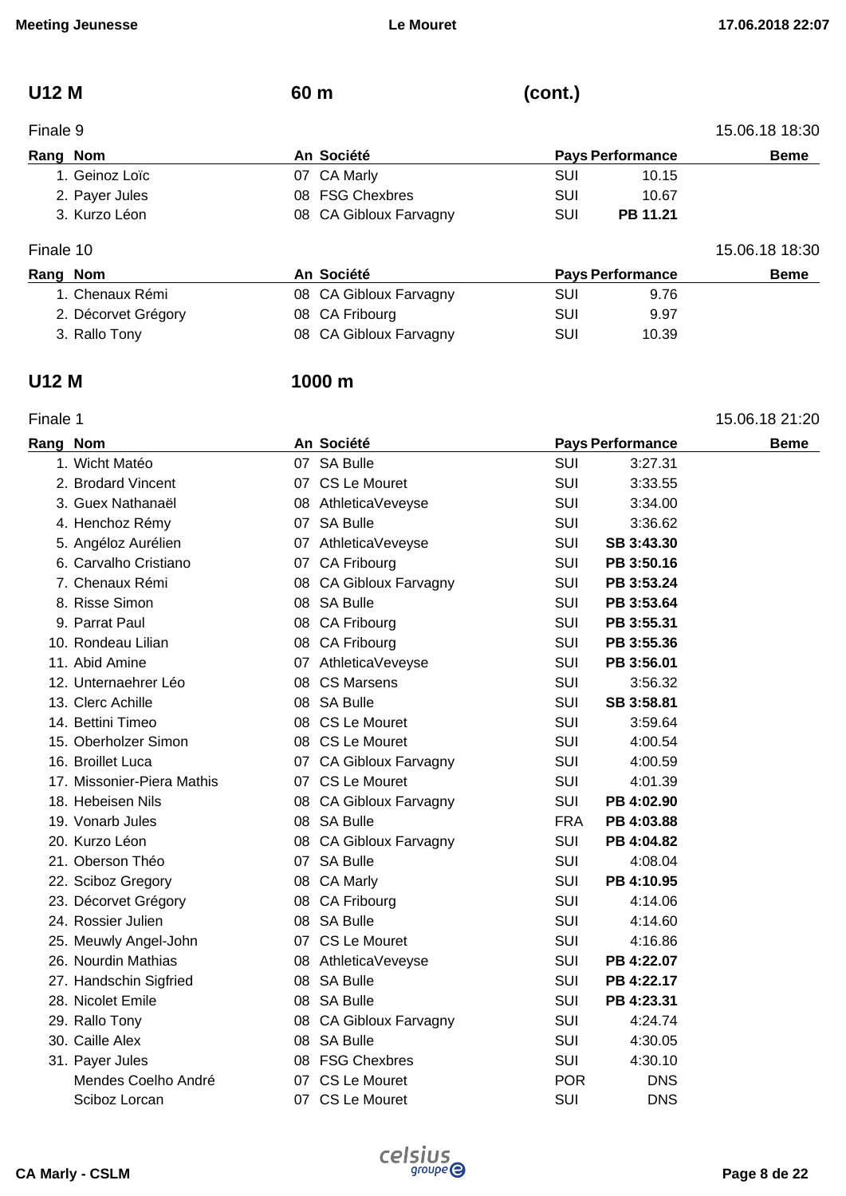## U12 M 60 m (cont.)

Finale 9 — 15.06.18 18:30

| Rang | Nom | An | Société | Pays | Performance | Beme |
|---|---|---|---|---|---|---|
| 1. | Geinoz Loïc | 07 | CA Marly | SUI | 10.15 | |
| 2. | Payer Jules | 08 | FSG Chexbres | SUI | 10.67 | |
| 3. | Kurzo Léon | 08 | CA Gibloux Farvagny | SUI | **PB 11.21** | |

Finale 10 — 15.06.18 18:30

| Rang | Nom | An | Société | Pays | Performance | Beme |
|---|---|---|---|---|---|---|
| 1. | Chenaux Rémi | 08 | CA Gibloux Farvagny | SUI | 9.76 | |
| 2. | Décorvet Grégory | 08 | CA Fribourg | SUI | 9.97 | |
| 3. | Rallo Tony | 08 | CA Gibloux Farvagny | SUI | 10.39 | |

## U12 M 1000 m

Finale 1 — 15.06.18 21:20

| Rang | Nom | An | Société | Pays | Performance | Beme |
|---|---|---|---|---|---|---|
| 1. | Wicht Matéo | 07 | SA Bulle | SUI | 3:27.31 | |
| 2. | Brodard Vincent | 07 | CS Le Mouret | SUI | 3:33.55 | |
| 3. | Guex Nathanaël | 08 | AthleticaVeveyse | SUI | 3:34.00 | |
| 4. | Henchoz Rémy | 07 | SA Bulle | SUI | 3:36.62 | |
| 5. | Angéloz Aurélien | 07 | AthleticaVeveyse | SUI | **SB 3:43.30** | |
| 6. | Carvalho Cristiano | 07 | CA Fribourg | SUI | **PB 3:50.16** | |
| 7. | Chenaux Rémi | 08 | CA Gibloux Farvagny | SUI | **PB 3:53.24** | |
| 8. | Risse Simon | 08 | SA Bulle | SUI | **PB 3:53.64** | |
| 9. | Parrat Paul | 08 | CA Fribourg | SUI | **PB 3:55.31** | |
| 10. | Rondeau Lilian | 08 | CA Fribourg | SUI | **PB 3:55.36** | |
| 11. | Abid Amine | 07 | AthleticaVeveyse | SUI | **PB 3:56.01** | |
| 12. | Unternaehrer Léo | 08 | CS Marsens | SUI | 3:56.32 | |
| 13. | Clerc Achille | 08 | SA Bulle | SUI | **SB 3:58.81** | |
| 14. | Bettini Timeo | 08 | CS Le Mouret | SUI | 3:59.64 | |
| 15. | Oberholzer Simon | 08 | CS Le Mouret | SUI | 4:00.54 | |
| 16. | Broillet Luca | 07 | CA Gibloux Farvagny | SUI | 4:00.59 | |
| 17. | Missonier-Piera Mathis | 07 | CS Le Mouret | SUI | 4:01.39 | |
| 18. | Hebeisen Nils | 08 | CA Gibloux Farvagny | SUI | **PB 4:02.90** | |
| 19. | Vonarb Jules | 08 | SA Bulle | FRA | **PB 4:03.88** | |
| 20. | Kurzo Léon | 08 | CA Gibloux Farvagny | SUI | **PB 4:04.82** | |
| 21. | Oberson Théo | 07 | SA Bulle | SUI | 4:08.04 | |
| 22. | Sciboz Gregory | 08 | CA Marly | SUI | **PB 4:10.95** | |
| 23. | Décorvet Grégory | 08 | CA Fribourg | SUI | 4:14.06 | |
| 24. | Rossier Julien | 08 | SA Bulle | SUI | 4:14.60 | |
| 25. | Meuwly Angel-John | 07 | CS Le Mouret | SUI | 4:16.86 | |
| 26. | Nourdin Mathias | 08 | AthleticaVeveyse | SUI | **PB 4:22.07** | |
| 27. | Handschin Sigfried | 08 | SA Bulle | SUI | **PB 4:22.17** | |
| 28. | Nicolet Emile | 08 | SA Bulle | SUI | **PB 4:23.31** | |
| 29. | Rallo Tony | 08 | CA Gibloux Farvagny | SUI | 4:24.74 | |
| 30. | Caille Alex | 08 | SA Bulle | SUI | 4:30.05 | |
| 31. | Payer Jules | 08 | FSG Chexbres | SUI | 4:30.10 | |
| | Mendes Coelho André | 07 | CS Le Mouret | POR | DNS | |
| | Sciboz Lorcan | 07 | CS Le Mouret | SUI | DNS | |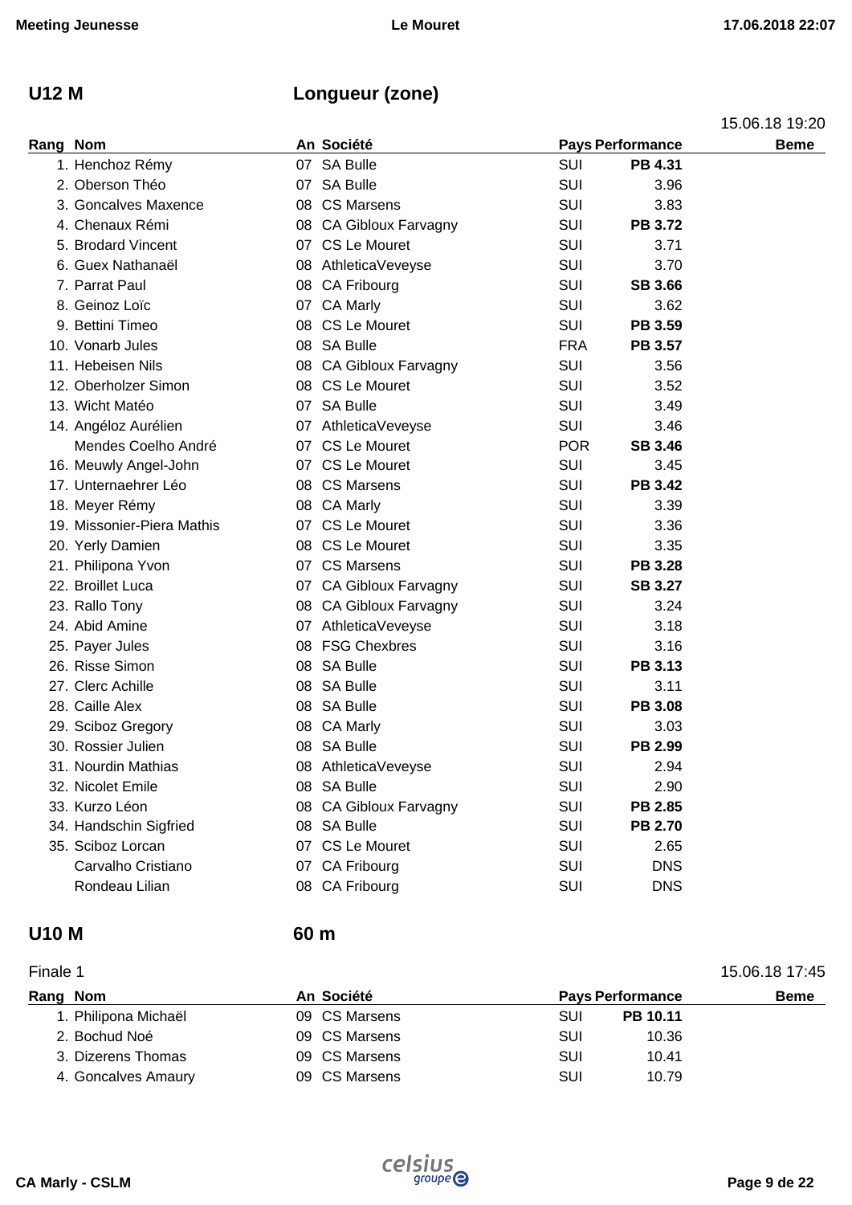## U12 M — Longueur (zone)

15.06.18 19:20

| Rang | Nom | An | Société | Pays | Performance | Beme |
|---|---|---|---|---|---|---|
| 1. | Henchoz Rémy | 07 | SA Bulle | SUI | **PB 4.31** | |
| 2. | Oberson Théo | 07 | SA Bulle | SUI | 3.96 | |
| 3. | Goncalves Maxence | 08 | CS Marsens | SUI | 3.83 | |
| 4. | Chenaux Rémi | 08 | CA Gibloux Farvagny | SUI | **PB 3.72** | |
| 5. | Brodard Vincent | 07 | CS Le Mouret | SUI | 3.71 | |
| 6. | Guex Nathanaël | 08 | AthleticaVeveyse | SUI | 3.70 | |
| 7. | Parrat Paul | 08 | CA Fribourg | SUI | **SB 3.66** | |
| 8. | Geinoz Loïc | 07 | CA Marly | SUI | 3.62 | |
| 9. | Bettini Timeo | 08 | CS Le Mouret | SUI | **PB 3.59** | |
| 10. | Vonarb Jules | 08 | SA Bulle | FRA | **PB 3.57** | |
| 11. | Hebeisen Nils | 08 | CA Gibloux Farvagny | SUI | 3.56 | |
| 12. | Oberholzer Simon | 08 | CS Le Mouret | SUI | 3.52 | |
| 13. | Wicht Matéo | 07 | SA Bulle | SUI | 3.49 | |
| 14. | Angéloz Aurélien | 07 | AthleticaVeveyse | SUI | 3.46 | |
| | Mendes Coelho André | 07 | CS Le Mouret | POR | **SB 3.46** | |
| 16. | Meuwly Angel-John | 07 | CS Le Mouret | SUI | 3.45 | |
| 17. | Unternaehrer Léo | 08 | CS Marsens | SUI | **PB 3.42** | |
| 18. | Meyer Rémy | 08 | CA Marly | SUI | 3.39 | |
| 19. | Missonier-Piera Mathis | 07 | CS Le Mouret | SUI | 3.36 | |
| 20. | Yerly Damien | 08 | CS Le Mouret | SUI | 3.35 | |
| 21. | Philipona Yvon | 07 | CS Marsens | SUI | **PB 3.28** | |
| 22. | Broillet Luca | 07 | CA Gibloux Farvagny | SUI | **SB 3.27** | |
| 23. | Rallo Tony | 08 | CA Gibloux Farvagny | SUI | 3.24 | |
| 24. | Abid Amine | 07 | AthleticaVeveyse | SUI | 3.18 | |
| 25. | Payer Jules | 08 | FSG Chexbres | SUI | 3.16 | |
| 26. | Risse Simon | 08 | SA Bulle | SUI | **PB 3.13** | |
| 27. | Clerc Achille | 08 | SA Bulle | SUI | 3.11 | |
| 28. | Caille Alex | 08 | SA Bulle | SUI | **PB 3.08** | |
| 29. | Sciboz Gregory | 08 | CA Marly | SUI | 3.03 | |
| 30. | Rossier Julien | 08 | SA Bulle | SUI | **PB 2.99** | |
| 31. | Nourdin Mathias | 08 | AthleticaVeveyse | SUI | 2.94 | |
| 32. | Nicolet Emile | 08 | SA Bulle | SUI | 2.90 | |
| 33. | Kurzo Léon | 08 | CA Gibloux Farvagny | SUI | **PB 2.85** | |
| 34. | Handschin Sigfried | 08 | SA Bulle | SUI | **PB 2.70** | |
| 35. | Sciboz Lorcan | 07 | CS Le Mouret | SUI | 2.65 | |
| | Carvalho Cristiano | 07 | CA Fribourg | SUI | DNS | |
| | Rondeau Lilian | 08 | CA Fribourg | SUI | DNS | |

## U10 M — 60 m

Finale 1 — 15.06.18 17:45

| Rang | Nom | An | Société | Pays | Performance | Beme |
|---|---|---|---|---|---|---|
| 1. | Philipona Michaël | 09 | CS Marsens | SUI | **PB 10.11** | |
| 2. | Bochud Noé | 09 | CS Marsens | SUI | 10.36 | |
| 3. | Dizerens Thomas | 09 | CS Marsens | SUI | 10.41 | |
| 4. | Goncalves Amaury | 09 | CS Marsens | SUI | 10.79 | |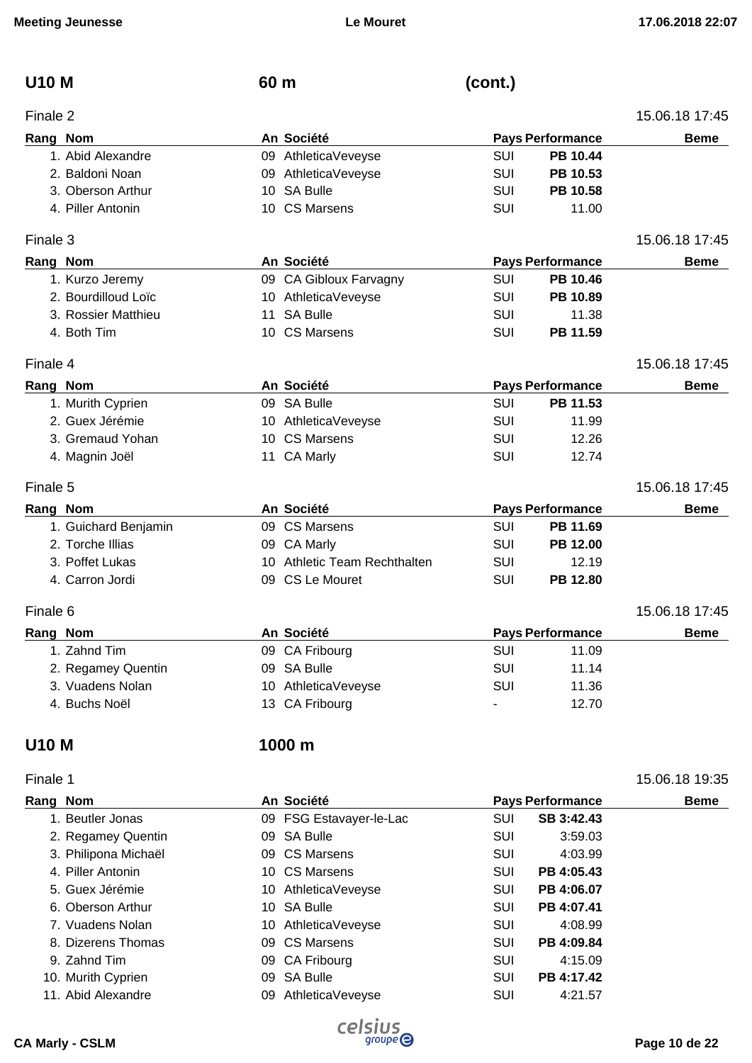## U10 M — 60 m (cont.)

### Finale 2

15.06.18 17:45

| Rang | Nom | An | Société | Pays | Performance | Beme |
|---|---|---|---|---|---|---|
| 1. | Abid Alexandre | 09 | AthleticaVeveyse | SUI | **PB 10.44** | |
| 2. | Baldoni Noan | 09 | AthleticaVeveyse | SUI | **PB 10.53** | |
| 3. | Oberson Arthur | 10 | SA Bulle | SUI | **PB 10.58** | |
| 4. | Piller Antonin | 10 | CS Marsens | SUI | 11.00 | |

### Finale 3

15.06.18 17:45

| Rang | Nom | An | Société | Pays | Performance | Beme |
|---|---|---|---|---|---|---|
| 1. | Kurzo Jeremy | 09 | CA Gibloux Farvagny | SUI | **PB 10.46** | |
| 2. | Bourdilloud Loïc | 10 | AthleticaVeveyse | SUI | **PB 10.89** | |
| 3. | Rossier Matthieu | 11 | SA Bulle | SUI | 11.38 | |
| 4. | Both Tim | 10 | CS Marsens | SUI | **PB 11.59** | |

### Finale 4

15.06.18 17:45

| Rang | Nom | An | Société | Pays | Performance | Beme |
|---|---|---|---|---|---|---|
| 1. | Murith Cyprien | 09 | SA Bulle | SUI | **PB 11.53** | |
| 2. | Guex Jérémie | 10 | AthleticaVeveyse | SUI | 11.99 | |
| 3. | Gremaud Yohan | 10 | CS Marsens | SUI | 12.26 | |
| 4. | Magnin Joël | 11 | CA Marly | SUI | 12.74 | |

### Finale 5

15.06.18 17:45

| Rang | Nom | An | Société | Pays | Performance | Beme |
|---|---|---|---|---|---|---|
| 1. | Guichard Benjamin | 09 | CS Marsens | SUI | **PB 11.69** | |
| 2. | Torche Illias | 09 | CA Marly | SUI | **PB 12.00** | |
| 3. | Poffet Lukas | 10 | Athletic Team Rechthalten | SUI | 12.19 | |
| 4. | Carron Jordi | 09 | CS Le Mouret | SUI | **PB 12.80** | |

### Finale 6

15.06.18 17:45

| Rang | Nom | An | Société | Pays | Performance | Beme |
|---|---|---|---|---|---|---|
| 1. | Zahnd Tim | 09 | CA Fribourg | SUI | 11.09 | |
| 2. | Regamey Quentin | 09 | SA Bulle | SUI | 11.14 | |
| 3. | Vuadens Nolan | 10 | AthleticaVeveyse | SUI | 11.36 | |
| 4. | Buchs Noël | 13 | CA Fribourg | - | 12.70 | |

## U10 M — 1000 m

### Finale 1

15.06.18 19:35

| Rang | Nom | An | Société | Pays | Performance | Beme |
|---|---|---|---|---|---|---|
| 1. | Beutler Jonas | 09 | FSG Estavayer-le-Lac | SUI | **SB 3:42.43** | |
| 2. | Regamey Quentin | 09 | SA Bulle | SUI | 3:59.03 | |
| 3. | Philipona Michaël | 09 | CS Marsens | SUI | 4:03.99 | |
| 4. | Piller Antonin | 10 | CS Marsens | SUI | **PB 4:05.43** | |
| 5. | Guex Jérémie | 10 | AthleticaVeveyse | SUI | **PB 4:06.07** | |
| 6. | Oberson Arthur | 10 | SA Bulle | SUI | **PB 4:07.41** | |
| 7. | Vuadens Nolan | 10 | AthleticaVeveyse | SUI | 4:08.99 | |
| 8. | Dizerens Thomas | 09 | CS Marsens | SUI | **PB 4:09.84** | |
| 9. | Zahnd Tim | 09 | CA Fribourg | SUI | 4:15.09 | |
| 10. | Murith Cyprien | 09 | SA Bulle | SUI | **PB 4:17.42** | |
| 11. | Abid Alexandre | 09 | AthleticaVeveyse | SUI | 4:21.57 | |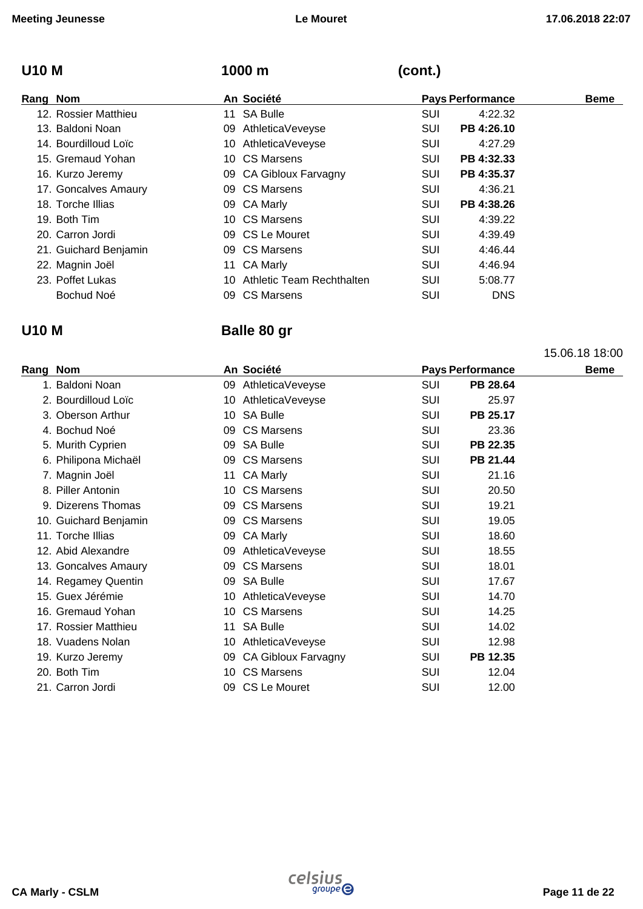## U10 M — 1000 m (cont.)

| Rang | Nom | An | Société | Pays | Performance | Beme |
|---|---|---|---|---|---|---|
| 12. | Rossier Matthieu | 11 | SA Bulle | SUI | 4:22.32 | |
| 13. | Baldoni Noan | 09 | AthleticaVeveyse | SUI | **PB 4:26.10** | |
| 14. | Bourdilloud Loïc | 10 | AthleticaVeveyse | SUI | 4:27.29 | |
| 15. | Gremaud Yohan | 10 | CS Marsens | SUI | **PB 4:32.33** | |
| 16. | Kurzo Jeremy | 09 | CA Gibloux Farvagny | SUI | **PB 4:35.37** | |
| 17. | Goncalves Amaury | 09 | CS Marsens | SUI | 4:36.21 | |
| 18. | Torche Illias | 09 | CA Marly | SUI | **PB 4:38.26** | |
| 19. | Both Tim | 10 | CS Marsens | SUI | 4:39.22 | |
| 20. | Carron Jordi | 09 | CS Le Mouret | SUI | 4:39.49 | |
| 21. | Guichard Benjamin | 09 | CS Marsens | SUI | 4:46.44 | |
| 22. | Magnin Joël | 11 | CA Marly | SUI | 4:46.94 | |
| 23. | Poffet Lukas | 10 | Athletic Team Rechthalten | SUI | 5:08.77 | |
| | Bochud Noé | 09 | CS Marsens | SUI | DNS | |

## U10 M — Balle 80 gr

15.06.18 18:00

| Rang | Nom | An | Société | Pays | Performance | Beme |
|---|---|---|---|---|---|---|
| 1. | Baldoni Noan | 09 | AthleticaVeveyse | SUI | **PB 28.64** | |
| 2. | Bourdilloud Loïc | 10 | AthleticaVeveyse | SUI | 25.97 | |
| 3. | Oberson Arthur | 10 | SA Bulle | SUI | **PB 25.17** | |
| 4. | Bochud Noé | 09 | CS Marsens | SUI | 23.36 | |
| 5. | Murith Cyprien | 09 | SA Bulle | SUI | **PB 22.35** | |
| 6. | Philipona Michaël | 09 | CS Marsens | SUI | **PB 21.44** | |
| 7. | Magnin Joël | 11 | CA Marly | SUI | 21.16 | |
| 8. | Piller Antonin | 10 | CS Marsens | SUI | 20.50 | |
| 9. | Dizerens Thomas | 09 | CS Marsens | SUI | 19.21 | |
| 10. | Guichard Benjamin | 09 | CS Marsens | SUI | 19.05 | |
| 11. | Torche Illias | 09 | CA Marly | SUI | 18.60 | |
| 12. | Abid Alexandre | 09 | AthleticaVeveyse | SUI | 18.55 | |
| 13. | Goncalves Amaury | 09 | CS Marsens | SUI | 18.01 | |
| 14. | Regamey Quentin | 09 | SA Bulle | SUI | 17.67 | |
| 15. | Guex Jérémie | 10 | AthleticaVeveyse | SUI | 14.70 | |
| 16. | Gremaud Yohan | 10 | CS Marsens | SUI | 14.25 | |
| 17. | Rossier Matthieu | 11 | SA Bulle | SUI | 14.02 | |
| 18. | Vuadens Nolan | 10 | AthleticaVeveyse | SUI | 12.98 | |
| 19. | Kurzo Jeremy | 09 | CA Gibloux Farvagny | SUI | **PB 12.35** | |
| 20. | Both Tim | 10 | CS Marsens | SUI | 12.04 | |
| 21. | Carron Jordi | 09 | CS Le Mouret | SUI | 12.00 | |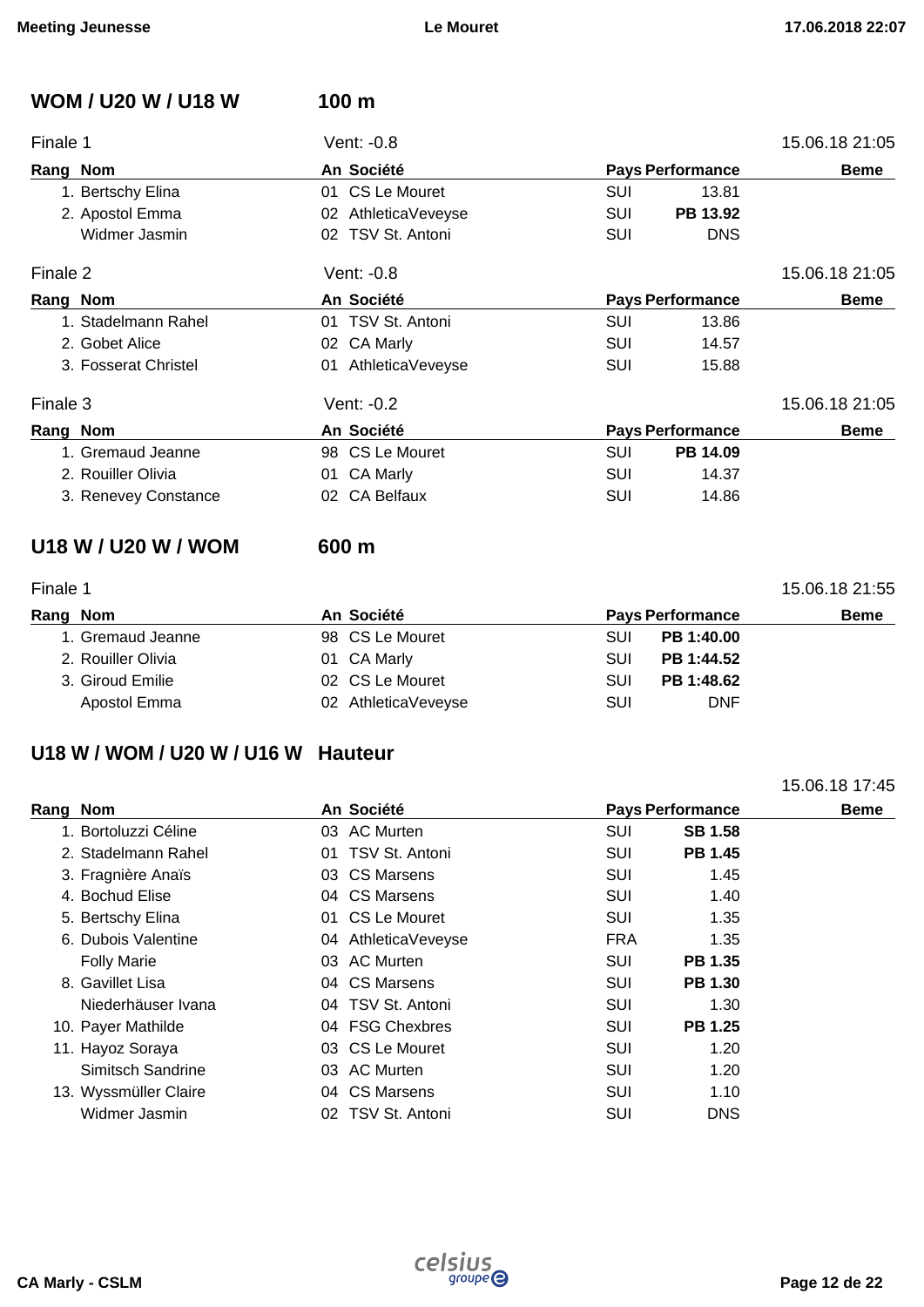## WOM / U20 W / U18 W — 100 m

### Finale 1 — Vent: -0.8 — 15.06.18 21:05

| Rang | Nom | An | Société | Pays | Performance | Beme |
|---|---|---|---|---|---|---|
| 1. | Bertschy Elina | 01 | CS Le Mouret | SUI | 13.81 | |
| 2. | Apostol Emma | 02 | AthleticaVeveyse | SUI | **PB 13.92** | |
| | Widmer Jasmin | 02 | TSV St. Antoni | SUI | DNS | |

### Finale 2 — Vent: -0.8 — 15.06.18 21:05

| Rang | Nom | An | Société | Pays | Performance | Beme |
|---|---|---|---|---|---|---|
| 1. | Stadelmann Rahel | 01 | TSV St. Antoni | SUI | 13.86 | |
| 2. | Gobet Alice | 02 | CA Marly | SUI | 14.57 | |
| 3. | Fosserat Christel | 01 | AthleticaVeveyse | SUI | 15.88 | |

### Finale 3 — Vent: -0.2 — 15.06.18 21:05

| Rang | Nom | An | Société | Pays | Performance | Beme |
|---|---|---|---|---|---|---|
| 1. | Gremaud Jeanne | 98 | CS Le Mouret | SUI | **PB 14.09** | |
| 2. | Rouiller Olivia | 01 | CA Marly | SUI | 14.37 | |
| 3. | Renevey Constance | 02 | CA Belfaux | SUI | 14.86 | |

## U18 W / U20 W / WOM — 600 m

### Finale 1 — 15.06.18 21:55

| Rang | Nom | An | Société | Pays | Performance | Beme |
|---|---|---|---|---|---|---|
| 1. | Gremaud Jeanne | 98 | CS Le Mouret | SUI | **PB 1:40.00** | |
| 2. | Rouiller Olivia | 01 | CA Marly | SUI | **PB 1:44.52** | |
| 3. | Giroud Emilie | 02 | CS Le Mouret | SUI | **PB 1:48.62** | |
| | Apostol Emma | 02 | AthleticaVeveyse | SUI | DNF | |

## U18 W / WOM / U20 W / U16 W — Hauteur

15.06.18 17:45

| Rang | Nom | An | Société | Pays | Performance | Beme |
|---|---|---|---|---|---|---|
| 1. | Bortoluzzi Céline | 03 | AC Murten | SUI | **SB 1.58** | |
| 2. | Stadelmann Rahel | 01 | TSV St. Antoni | SUI | **PB 1.45** | |
| 3. | Fragnière Anaïs | 03 | CS Marsens | SUI | 1.45 | |
| 4. | Bochud Elise | 04 | CS Marsens | SUI | 1.40 | |
| 5. | Bertschy Elina | 01 | CS Le Mouret | SUI | 1.35 | |
| 6. | Dubois Valentine | 04 | AthleticaVeveyse | FRA | 1.35 | |
| | Folly Marie | 03 | AC Murten | SUI | **PB 1.35** | |
| 8. | Gavillet Lisa | 04 | CS Marsens | SUI | **PB 1.30** | |
| | Niederhäuser Ivana | 04 | TSV St. Antoni | SUI | 1.30 | |
| 10. | Payer Mathilde | 04 | FSG Chexbres | SUI | **PB 1.25** | |
| 11. | Hayoz Soraya | 03 | CS Le Mouret | SUI | 1.20 | |
| | Simitsch Sandrine | 03 | AC Murten | SUI | 1.20 | |
| 13. | Wyssmüller Claire | 04 | CS Marsens | SUI | 1.10 | |
| | Widmer Jasmin | 02 | TSV St. Antoni | SUI | DNS | |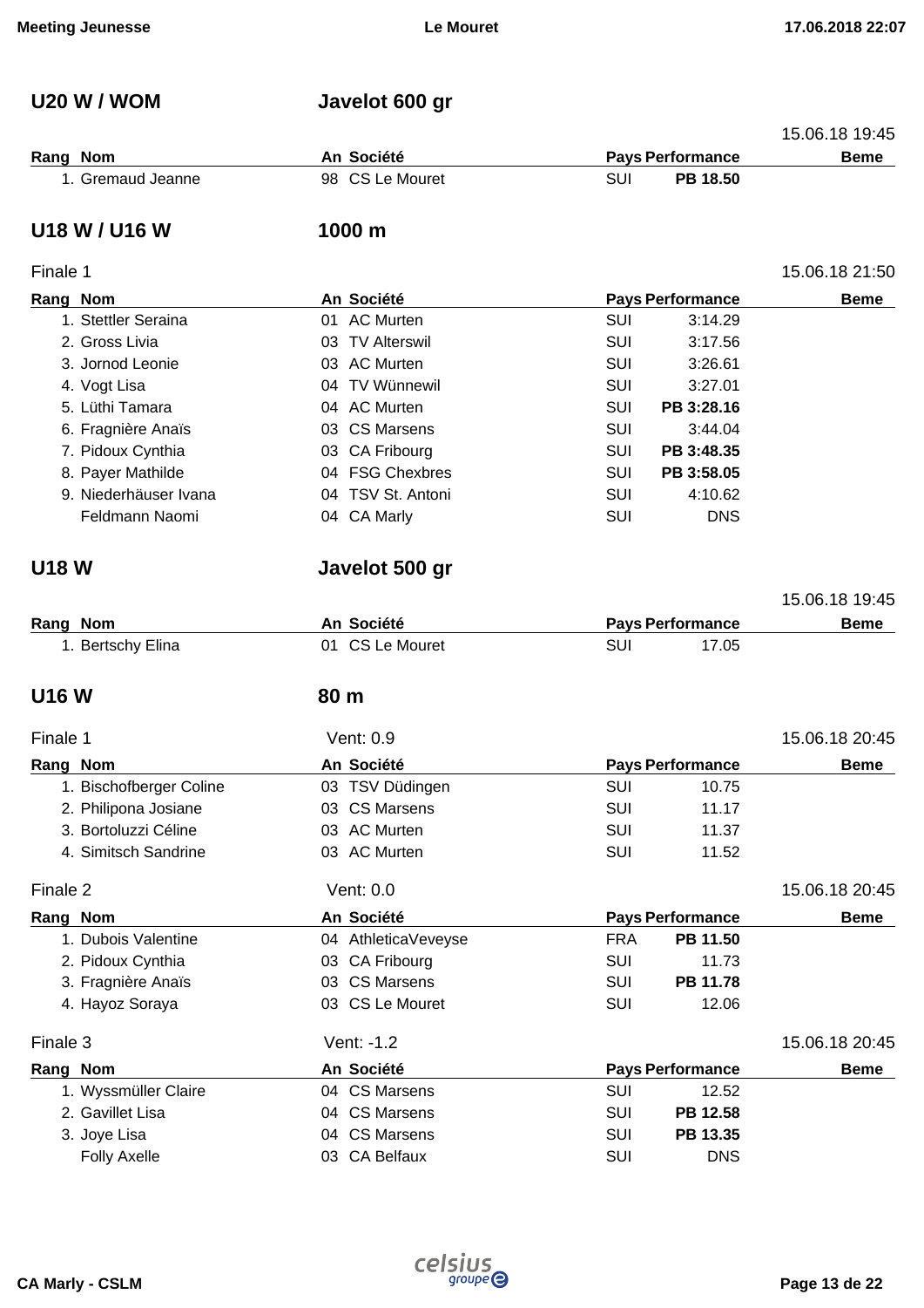## U20 W / WOM — Javelot 600 gr

15.06.18 19:45

| Rang | Nom | An | Société | Pays | Performance | Beme |
|---|---|---|---|---|---|---|
| 1. | Gremaud Jeanne | 98 | CS Le Mouret | SUI | **PB 18.50** | |

## U18 W / U16 W — 1000 m

Finale 1 — 15.06.18 21:50

| Rang | Nom | An | Société | Pays | Performance | Beme |
|---|---|---|---|---|---|---|
| 1. | Stettler Seraina | 01 | AC Murten | SUI | 3:14.29 | |
| 2. | Gross Livia | 03 | TV Alterswil | SUI | 3:17.56 | |
| 3. | Jornod Leonie | 03 | AC Murten | SUI | 3:26.61 | |
| 4. | Vogt Lisa | 04 | TV Wünnewil | SUI | 3:27.01 | |
| 5. | Lüthi Tamara | 04 | AC Murten | SUI | **PB 3:28.16** | |
| 6. | Fragnière Anaïs | 03 | CS Marsens | SUI | 3:44.04 | |
| 7. | Pidoux Cynthia | 03 | CA Fribourg | SUI | **PB 3:48.35** | |
| 8. | Payer Mathilde | 04 | FSG Chexbres | SUI | **PB 3:58.05** | |
| 9. | Niederhäuser Ivana | 04 | TSV St. Antoni | SUI | 4:10.62 | |
| | Feldmann Naomi | 04 | CA Marly | SUI | DNS | |

## U18 W — Javelot 500 gr

15.06.18 19:45

| Rang | Nom | An | Société | Pays | Performance | Beme |
|---|---|---|---|---|---|---|
| 1. | Bertschy Elina | 01 | CS Le Mouret | SUI | 17.05 | |

## U16 W — 80 m

Finale 1 — Vent: 0.9 — 15.06.18 20:45

| Rang | Nom | An | Société | Pays | Performance | Beme |
|---|---|---|---|---|---|---|
| 1. | Bischofberger Coline | 03 | TSV Düdingen | SUI | 10.75 | |
| 2. | Philipona Josiane | 03 | CS Marsens | SUI | 11.17 | |
| 3. | Bortoluzzi Céline | 03 | AC Murten | SUI | 11.37 | |
| 4. | Simitsch Sandrine | 03 | AC Murten | SUI | 11.52 | |

Finale 2 — Vent: 0.0 — 15.06.18 20:45

| Rang | Nom | An | Société | Pays | Performance | Beme |
|---|---|---|---|---|---|---|
| 1. | Dubois Valentine | 04 | AthleticaVeveyse | FRA | **PB 11.50** | |
| 2. | Pidoux Cynthia | 03 | CA Fribourg | SUI | 11.73 | |
| 3. | Fragnière Anaïs | 03 | CS Marsens | SUI | **PB 11.78** | |
| 4. | Hayoz Soraya | 03 | CS Le Mouret | SUI | 12.06 | |

Finale 3 — Vent: -1.2 — 15.06.18 20:45

| Rang | Nom | An | Société | Pays | Performance | Beme |
|---|---|---|---|---|---|---|
| 1. | Wyssmüller Claire | 04 | CS Marsens | SUI | 12.52 | |
| 2. | Gavillet Lisa | 04 | CS Marsens | SUI | **PB 12.58** | |
| 3. | Joye Lisa | 04 | CS Marsens | SUI | **PB 13.35** | |
| | Folly Axelle | 03 | CA Belfaux | SUI | DNS | |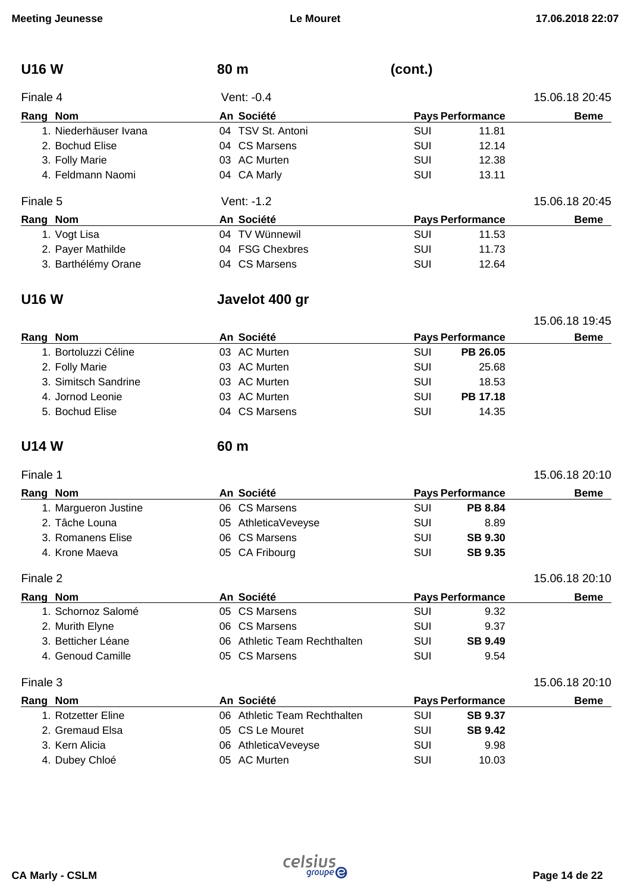## U16 W — 80 m (cont.)

### Finale 4

Vent: -0.4 — 15.06.18 20:45

| Rang | Nom | An | Société | Pays | Performance | Beme |
|---|---|---|---|---|---|---|
| 1. | Niederhäuser Ivana | 04 | TSV St. Antoni | SUI | 11.81 | |
| 2. | Bochud Elise | 04 | CS Marsens | SUI | 12.14 | |
| 3. | Folly Marie | 03 | AC Murten | SUI | 12.38 | |
| 4. | Feldmann Naomi | 04 | CA Marly | SUI | 13.11 | |

### Finale 5

Vent: -1.2 — 15.06.18 20:45

| Rang | Nom | An | Société | Pays | Performance | Beme |
|---|---|---|---|---|---|---|
| 1. | Vogt Lisa | 04 | TV Wünnewil | SUI | 11.53 | |
| 2. | Payer Mathilde | 04 | FSG Chexbres | SUI | 11.73 | |
| 3. | Barthélémy Orane | 04 | CS Marsens | SUI | 12.64 | |

## U16 W — Javelot 400 gr

15.06.18 19:45

| Rang | Nom | An | Société | Pays | Performance | Beme |
|---|---|---|---|---|---|---|
| 1. | Bortoluzzi Céline | 03 | AC Murten | SUI | **PB 26.05** | |
| 2. | Folly Marie | 03 | AC Murten | SUI | 25.68 | |
| 3. | Simitsch Sandrine | 03 | AC Murten | SUI | 18.53 | |
| 4. | Jornod Leonie | 03 | AC Murten | SUI | **PB 17.18** | |
| 5. | Bochud Elise | 04 | CS Marsens | SUI | 14.35 | |

## U14 W — 60 m

### Finale 1

15.06.18 20:10

| Rang | Nom | An | Société | Pays | Performance | Beme |
|---|---|---|---|---|---|---|
| 1. | Margueron Justine | 06 | CS Marsens | SUI | **PB 8.84** | |
| 2. | Tâche Louna | 05 | AthleticaVeveyse | SUI | 8.89 | |
| 3. | Romanens Elise | 06 | CS Marsens | SUI | **SB 9.30** | |
| 4. | Krone Maeva | 05 | CA Fribourg | SUI | **SB 9.35** | |

### Finale 2

15.06.18 20:10

| Rang | Nom | An | Société | Pays | Performance | Beme |
|---|---|---|---|---|---|---|
| 1. | Schornoz Salomé | 05 | CS Marsens | SUI | 9.32 | |
| 2. | Murith Elyne | 06 | CS Marsens | SUI | 9.37 | |
| 3. | Betticher Léane | 06 | Athletic Team Rechthalten | SUI | **SB 9.49** | |
| 4. | Genoud Camille | 05 | CS Marsens | SUI | 9.54 | |

### Finale 3

15.06.18 20:10

| Rang | Nom | An | Société | Pays | Performance | Beme |
|---|---|---|---|---|---|---|
| 1. | Rotzetter Eline | 06 | Athletic Team Rechthalten | SUI | **SB 9.37** | |
| 2. | Gremaud Elsa | 05 | CS Le Mouret | SUI | **SB 9.42** | |
| 3. | Kern Alicia | 06 | AthleticaVeveyse | SUI | 9.98 | |
| 4. | Dubey Chloé | 05 | AC Murten | SUI | 10.03 | |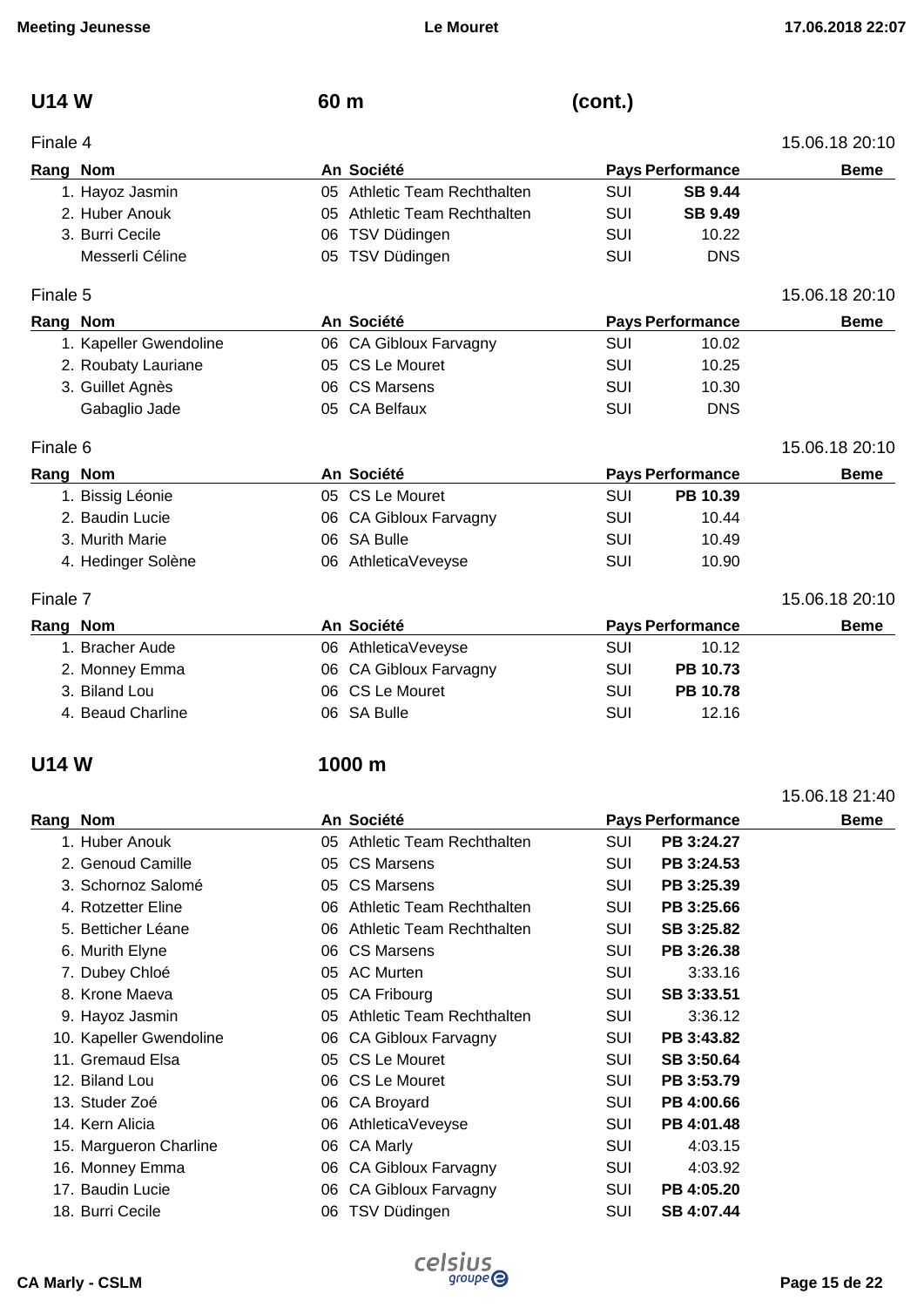## U14 W 60 m (cont.)

### Finale 4

15.06.18 20:10

| Rang | Nom | An | Société | Pays | Performance | Beme |
|---|---|---|---|---|---|---|
| 1. | Hayoz Jasmin | 05 | Athletic Team Rechthalten | SUI | **SB 9.44** | |
| 2. | Huber Anouk | 05 | Athletic Team Rechthalten | SUI | **SB 9.49** | |
| 3. | Burri Cecile | 06 | TSV Düdingen | SUI | 10.22 | |
| | Messerli Céline | 05 | TSV Düdingen | SUI | DNS | |

### Finale 5

15.06.18 20:10

| Rang | Nom | An | Société | Pays | Performance | Beme |
|---|---|---|---|---|---|---|
| 1. | Kapeller Gwendoline | 06 | CA Gibloux Farvagny | SUI | 10.02 | |
| 2. | Roubaty Lauriane | 05 | CS Le Mouret | SUI | 10.25 | |
| 3. | Guillet Agnès | 06 | CS Marsens | SUI | 10.30 | |
| | Gabaglio Jade | 05 | CA Belfaux | SUI | DNS | |

### Finale 6

15.06.18 20:10

| Rang | Nom | An | Société | Pays | Performance | Beme |
|---|---|---|---|---|---|---|
| 1. | Bissig Léonie | 05 | CS Le Mouret | SUI | **PB 10.39** | |
| 2. | Baudin Lucie | 06 | CA Gibloux Farvagny | SUI | 10.44 | |
| 3. | Murith Marie | 06 | SA Bulle | SUI | 10.49 | |
| 4. | Hedinger Solène | 06 | AthleticaVeveyse | SUI | 10.90 | |

### Finale 7

15.06.18 20:10

| Rang | Nom | An | Société | Pays | Performance | Beme |
|---|---|---|---|---|---|---|
| 1. | Bracher Aude | 06 | AthleticaVeveyse | SUI | 10.12 | |
| 2. | Monney Emma | 06 | CA Gibloux Farvagny | SUI | **PB 10.73** | |
| 3. | Biland Lou | 06 | CS Le Mouret | SUI | **PB 10.78** | |
| 4. | Beaud Charline | 06 | SA Bulle | SUI | 12.16 | |

## U14 W 1000 m

15.06.18 21:40

| Rang | Nom | An | Société | Pays | Performance | Beme |
|---|---|---|---|---|---|---|
| 1. | Huber Anouk | 05 | Athletic Team Rechthalten | SUI | **PB 3:24.27** | |
| 2. | Genoud Camille | 05 | CS Marsens | SUI | **PB 3:24.53** | |
| 3. | Schornoz Salomé | 05 | CS Marsens | SUI | **PB 3:25.39** | |
| 4. | Rotzetter Eline | 06 | Athletic Team Rechthalten | SUI | **PB 3:25.66** | |
| 5. | Betticher Léane | 06 | Athletic Team Rechthalten | SUI | **SB 3:25.82** | |
| 6. | Murith Elyne | 06 | CS Marsens | SUI | **PB 3:26.38** | |
| 7. | Dubey Chloé | 05 | AC Murten | SUI | 3:33.16 | |
| 8. | Krone Maeva | 05 | CA Fribourg | SUI | **SB 3:33.51** | |
| 9. | Hayoz Jasmin | 05 | Athletic Team Rechthalten | SUI | 3:36.12 | |
| 10. | Kapeller Gwendoline | 06 | CA Gibloux Farvagny | SUI | **PB 3:43.82** | |
| 11. | Gremaud Elsa | 05 | CS Le Mouret | SUI | **SB 3:50.64** | |
| 12. | Biland Lou | 06 | CS Le Mouret | SUI | **PB 3:53.79** | |
| 13. | Studer Zoé | 06 | CA Broyard | SUI | **PB 4:00.66** | |
| 14. | Kern Alicia | 06 | AthleticaVeveyse | SUI | **PB 4:01.48** | |
| 15. | Margueron Charline | 06 | CA Marly | SUI | 4:03.15 | |
| 16. | Monney Emma | 06 | CA Gibloux Farvagny | SUI | 4:03.92 | |
| 17. | Baudin Lucie | 06 | CA Gibloux Farvagny | SUI | **PB 4:05.20** | |
| 18. | Burri Cecile | 06 | TSV Düdingen | SUI | **SB 4:07.44** | |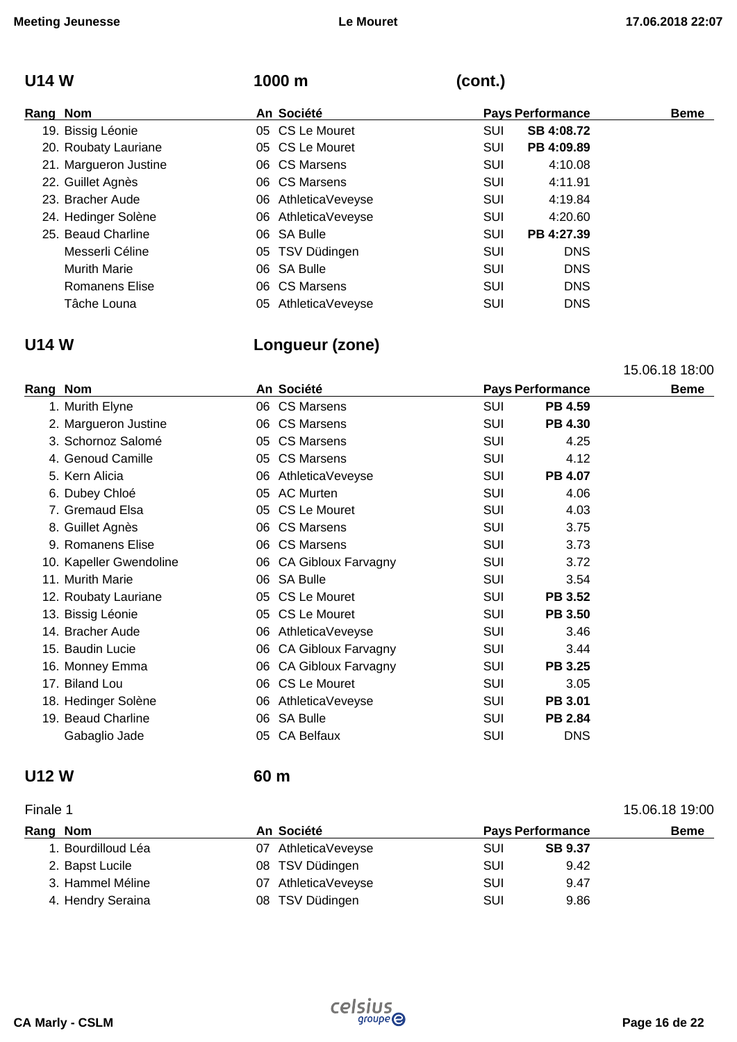## U14 W 1000 m (cont.)

| Rang | Nom | An | Société | Pays | Performance | Beme |
|---|---|---|---|---|---|---|
| 19. | Bissig Léonie | 05 | CS Le Mouret | SUI | **SB 4:08.72** | |
| 20. | Roubaty Lauriane | 05 | CS Le Mouret | SUI | **PB 4:09.89** | |
| 21. | Margueron Justine | 06 | CS Marsens | SUI | 4:10.08 | |
| 22. | Guillet Agnès | 06 | CS Marsens | SUI | 4:11.91 | |
| 23. | Bracher Aude | 06 | AthleticaVeveyse | SUI | 4:19.84 | |
| 24. | Hedinger Solène | 06 | AthleticaVeveyse | SUI | 4:20.60 | |
| 25. | Beaud Charline | 06 | SA Bulle | SUI | **PB 4:27.39** | |
| | Messerli Céline | 05 | TSV Düdingen | SUI | DNS | |
| | Murith Marie | 06 | SA Bulle | SUI | DNS | |
| | Romanens Elise | 06 | CS Marsens | SUI | DNS | |
| | Tâche Louna | 05 | AthleticaVeveyse | SUI | DNS | |

## U14 W Longueur (zone)

15.06.18 18:00

| Rang | Nom | An | Société | Pays | Performance | Beme |
|---|---|---|---|---|---|---|
| 1. | Murith Elyne | 06 | CS Marsens | SUI | **PB 4.59** | |
| 2. | Margueron Justine | 06 | CS Marsens | SUI | **PB 4.30** | |
| 3. | Schornoz Salomé | 05 | CS Marsens | SUI | 4.25 | |
| 4. | Genoud Camille | 05 | CS Marsens | SUI | 4.12 | |
| 5. | Kern Alicia | 06 | AthleticaVeveyse | SUI | **PB 4.07** | |
| 6. | Dubey Chloé | 05 | AC Murten | SUI | 4.06 | |
| 7. | Gremaud Elsa | 05 | CS Le Mouret | SUI | 4.03 | |
| 8. | Guillet Agnès | 06 | CS Marsens | SUI | 3.75 | |
| 9. | Romanens Elise | 06 | CS Marsens | SUI | 3.73 | |
| 10. | Kapeller Gwendoline | 06 | CA Gibloux Farvagny | SUI | 3.72 | |
| 11. | Murith Marie | 06 | SA Bulle | SUI | 3.54 | |
| 12. | Roubaty Lauriane | 05 | CS Le Mouret | SUI | **PB 3.52** | |
| 13. | Bissig Léonie | 05 | CS Le Mouret | SUI | **PB 3.50** | |
| 14. | Bracher Aude | 06 | AthleticaVeveyse | SUI | 3.46 | |
| 15. | Baudin Lucie | 06 | CA Gibloux Farvagny | SUI | 3.44 | |
| 16. | Monney Emma | 06 | CA Gibloux Farvagny | SUI | **PB 3.25** | |
| 17. | Biland Lou | 06 | CS Le Mouret | SUI | 3.05 | |
| 18. | Hedinger Solène | 06 | AthleticaVeveyse | SUI | **PB 3.01** | |
| 19. | Beaud Charline | 06 | SA Bulle | SUI | **PB 2.84** | |
| | Gabaglio Jade | 05 | CA Belfaux | SUI | DNS | |

## U12 W 60 m

Finale 1 15.06.18 19:00

| Rang | Nom | An | Société | Pays | Performance | Beme |
|---|---|---|---|---|---|---|
| 1. | Bourdilloud Léa | 07 | AthleticaVeveyse | SUI | **SB 9.37** | |
| 2. | Bapst Lucile | 08 | TSV Düdingen | SUI | 9.42 | |
| 3. | Hammel Méline | 07 | AthleticaVeveyse | SUI | 9.47 | |
| 4. | Hendry Seraina | 08 | TSV Düdingen | SUI | 9.86 | |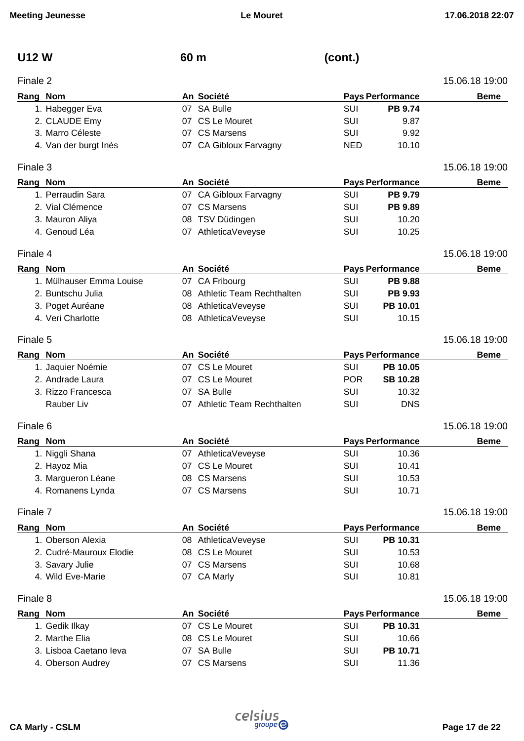## U12 W — 60 m (cont.)

### Finale 2

15.06.18 19:00

| Rang | Nom | An | Société | Pays | Performance | Beme |
|---|---|---|---|---|---|---|
| 1. | Habegger Eva | 07 | SA Bulle | SUI | **PB 9.74** | |
| 2. | CLAUDE Emy | 07 | CS Le Mouret | SUI | 9.87 | |
| 3. | Marro Céleste | 07 | CS Marsens | SUI | 9.92 | |
| 4. | Van der burgt Inès | 07 | CA Gibloux Farvagny | NED | 10.10 | |

### Finale 3

15.06.18 19:00

| Rang | Nom | An | Société | Pays | Performance | Beme |
|---|---|---|---|---|---|---|
| 1. | Perraudin Sara | 07 | CA Gibloux Farvagny | SUI | **PB 9.79** | |
| 2. | Vial Clémence | 07 | CS Marsens | SUI | **PB 9.89** | |
| 3. | Mauron Aliya | 08 | TSV Düdingen | SUI | 10.20 | |
| 4. | Genoud Léa | 07 | AthleticaVeveyse | SUI | 10.25 | |

### Finale 4

15.06.18 19:00

| Rang | Nom | An | Société | Pays | Performance | Beme |
|---|---|---|---|---|---|---|
| 1. | Mülhauser Emma Louise | 07 | CA Fribourg | SUI | **PB 9.88** | |
| 2. | Buntschu Julia | 08 | Athletic Team Rechthalten | SUI | **PB 9.93** | |
| 3. | Poget Auréane | 08 | AthleticaVeveyse | SUI | **PB 10.01** | |
| 4. | Veri Charlotte | 08 | AthleticaVeveyse | SUI | 10.15 | |

### Finale 5

15.06.18 19:00

| Rang | Nom | An | Société | Pays | Performance | Beme |
|---|---|---|---|---|---|---|
| 1. | Jaquier Noémie | 07 | CS Le Mouret | SUI | **PB 10.05** | |
| 2. | Andrade Laura | 07 | CS Le Mouret | POR | **SB 10.28** | |
| 3. | Rizzo Francesca | 07 | SA Bulle | SUI | 10.32 | |
| | Rauber Liv | 07 | Athletic Team Rechthalten | SUI | DNS | |

### Finale 6

15.06.18 19:00

| Rang | Nom | An | Société | Pays | Performance | Beme |
|---|---|---|---|---|---|---|
| 1. | Niggli Shana | 07 | AthleticaVeveyse | SUI | 10.36 | |
| 2. | Hayoz Mia | 07 | CS Le Mouret | SUI | 10.41 | |
| 3. | Margueron Léane | 08 | CS Marsens | SUI | 10.53 | |
| 4. | Romanens Lynda | 07 | CS Marsens | SUI | 10.71 | |

### Finale 7

15.06.18 19:00

| Rang | Nom | An | Société | Pays | Performance | Beme |
|---|---|---|---|---|---|---|
| 1. | Oberson Alexia | 08 | AthleticaVeveyse | SUI | **PB 10.31** | |
| 2. | Cudré-Mauroux Elodie | 08 | CS Le Mouret | SUI | 10.53 | |
| 3. | Savary Julie | 07 | CS Marsens | SUI | 10.68 | |
| 4. | Wild Eve-Marie | 07 | CA Marly | SUI | 10.81 | |

### Finale 8

15.06.18 19:00

| Rang | Nom | An | Société | Pays | Performance | Beme |
|---|---|---|---|---|---|---|
| 1. | Gedik Ilkay | 07 | CS Le Mouret | SUI | **PB 10.31** | |
| 2. | Marthe Elia | 08 | CS Le Mouret | SUI | 10.66 | |
| 3. | Lisboa Caetano Ieva | 07 | SA Bulle | SUI | **PB 10.71** | |
| 4. | Oberson Audrey | 07 | CS Marsens | SUI | 11.36 | |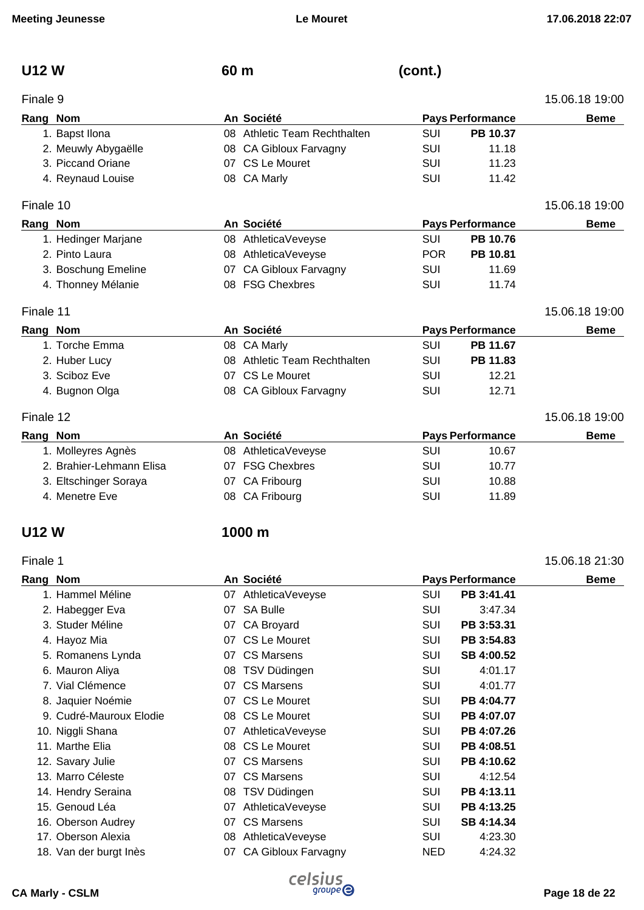## U12 W — 60 m (cont.)

### Finale 9

15.06.18 19:00

| Rang | Nom | An | Société | Pays | Performance | Beme |
|---|---|---|---|---|---|---|
| 1. | Bapst Ilona | 08 | Athletic Team Rechthalten | SUI | **PB 10.37** | |
| 2. | Meuwly Abygaëlle | 08 | CA Gibloux Farvagny | SUI | 11.18 | |
| 3. | Piccand Oriane | 07 | CS Le Mouret | SUI | 11.23 | |
| 4. | Reynaud Louise | 08 | CA Marly | SUI | 11.42 | |

### Finale 10

15.06.18 19:00

| Rang | Nom | An | Société | Pays | Performance | Beme |
|---|---|---|---|---|---|---|
| 1. | Hedinger Marjane | 08 | AthleticaVeveyse | SUI | **PB 10.76** | |
| 2. | Pinto Laura | 08 | AthleticaVeveyse | POR | **PB 10.81** | |
| 3. | Boschung Emeline | 07 | CA Gibloux Farvagny | SUI | 11.69 | |
| 4. | Thonney Mélanie | 08 | FSG Chexbres | SUI | 11.74 | |

### Finale 11

15.06.18 19:00

| Rang | Nom | An | Société | Pays | Performance | Beme |
|---|---|---|---|---|---|---|
| 1. | Torche Emma | 08 | CA Marly | SUI | **PB 11.67** | |
| 2. | Huber Lucy | 08 | Athletic Team Rechthalten | SUI | **PB 11.83** | |
| 3. | Sciboz Eve | 07 | CS Le Mouret | SUI | 12.21 | |
| 4. | Bugnon Olga | 08 | CA Gibloux Farvagny | SUI | 12.71 | |

### Finale 12

15.06.18 19:00

| Rang | Nom | An | Société | Pays | Performance | Beme |
|---|---|---|---|---|---|---|
| 1. | Molleyres Agnès | 08 | AthleticaVeveyse | SUI | 10.67 | |
| 2. | Brahier-Lehmann Elisa | 07 | FSG Chexbres | SUI | 10.77 | |
| 3. | Eltschinger Soraya | 07 | CA Fribourg | SUI | 10.88 | |
| 4. | Menetre Eve | 08 | CA Fribourg | SUI | 11.89 | |

## U12 W — 1000 m

### Finale 1

15.06.18 21:30

| Rang | Nom | An | Société | Pays | Performance | Beme |
|---|---|---|---|---|---|---|
| 1. | Hammel Méline | 07 | AthleticaVeveyse | SUI | **PB 3:41.41** | |
| 2. | Habegger Eva | 07 | SA Bulle | SUI | 3:47.34 | |
| 3. | Studer Méline | 07 | CA Broyard | SUI | **PB 3:53.31** | |
| 4. | Hayoz Mia | 07 | CS Le Mouret | SUI | **PB 3:54.83** | |
| 5. | Romanens Lynda | 07 | CS Marsens | SUI | **SB 4:00.52** | |
| 6. | Mauron Aliya | 08 | TSV Düdingen | SUI | 4:01.17 | |
| 7. | Vial Clémence | 07 | CS Marsens | SUI | 4:01.77 | |
| 8. | Jaquier Noémie | 07 | CS Le Mouret | SUI | **PB 4:04.77** | |
| 9. | Cudré-Mauroux Elodie | 08 | CS Le Mouret | SUI | **PB 4:07.07** | |
| 10. | Niggli Shana | 07 | AthleticaVeveyse | SUI | **PB 4:07.26** | |
| 11. | Marthe Elia | 08 | CS Le Mouret | SUI | **PB 4:08.51** | |
| 12. | Savary Julie | 07 | CS Marsens | SUI | **PB 4:10.62** | |
| 13. | Marro Céleste | 07 | CS Marsens | SUI | 4:12.54 | |
| 14. | Hendry Seraina | 08 | TSV Düdingen | SUI | **PB 4:13.11** | |
| 15. | Genoud Léa | 07 | AthleticaVeveyse | SUI | **PB 4:13.25** | |
| 16. | Oberson Audrey | 07 | CS Marsens | SUI | **SB 4:14.34** | |
| 17. | Oberson Alexia | 08 | AthleticaVeveyse | SUI | 4:23.30 | |
| 18. | Van der burgt Inès | 07 | CA Gibloux Farvagny | NED | 4:24.32 | |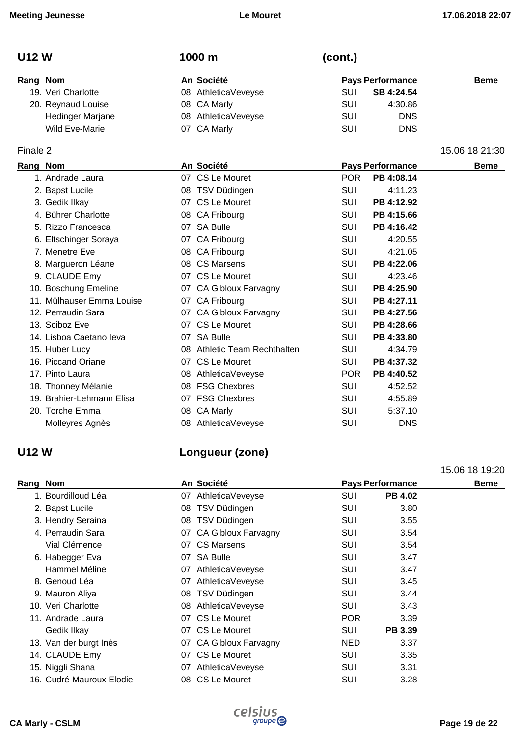## U12 W — 1000 m (cont.)

| Rang | Nom | An | Société | Pays | Performance | Beme |
|---|---|---|---|---|---|---|
| 19. | Veri Charlotte | 08 | AthleticaVeveyse | SUI | **SB 4:24.54** | |
| 20. | Reynaud Louise | 08 | CA Marly | SUI | 4:30.86 | |
| | Hedinger Marjane | 08 | AthleticaVeveyse | SUI | DNS | |
| | Wild Eve-Marie | 07 | CA Marly | SUI | DNS | |

Finale 2 — 15.06.18 21:30

| Rang | Nom | An | Société | Pays | Performance | Beme |
|---|---|---|---|---|---|---|
| 1. | Andrade Laura | 07 | CS Le Mouret | POR | **PB 4:08.14** | |
| 2. | Bapst Lucile | 08 | TSV Düdingen | SUI | 4:11.23 | |
| 3. | Gedik Ilkay | 07 | CS Le Mouret | SUI | **PB 4:12.92** | |
| 4. | Bührer Charlotte | 08 | CA Fribourg | SUI | **PB 4:15.66** | |
| 5. | Rizzo Francesca | 07 | SA Bulle | SUI | **PB 4:16.42** | |
| 6. | Eltschinger Soraya | 07 | CA Fribourg | SUI | 4:20.55 | |
| 7. | Menetre Eve | 08 | CA Fribourg | SUI | 4:21.05 | |
| 8. | Margueron Léane | 08 | CS Marsens | SUI | **PB 4:22.06** | |
| 9. | CLAUDE Emy | 07 | CS Le Mouret | SUI | 4:23.46 | |
| 10. | Boschung Emeline | 07 | CA Gibloux Farvagny | SUI | **PB 4:25.90** | |
| 11. | Mülhauser Emma Louise | 07 | CA Fribourg | SUI | **PB 4:27.11** | |
| 12. | Perraudin Sara | 07 | CA Gibloux Farvagny | SUI | **PB 4:27.56** | |
| 13. | Sciboz Eve | 07 | CS Le Mouret | SUI | **PB 4:28.66** | |
| 14. | Lisboa Caetano Ieva | 07 | SA Bulle | SUI | **PB 4:33.80** | |
| 15. | Huber Lucy | 08 | Athletic Team Rechthalten | SUI | 4:34.79 | |
| 16. | Piccand Oriane | 07 | CS Le Mouret | SUI | **PB 4:37.32** | |
| 17. | Pinto Laura | 08 | AthleticaVeveyse | POR | **PB 4:40.52** | |
| 18. | Thonney Mélanie | 08 | FSG Chexbres | SUI | 4:52.52 | |
| 19. | Brahier-Lehmann Elisa | 07 | FSG Chexbres | SUI | 4:55.89 | |
| 20. | Torche Emma | 08 | CA Marly | SUI | 5:37.10 | |
| | Molleyres Agnès | 08 | AthleticaVeveyse | SUI | DNS | |

## U12 W — Longueur (zone)

15.06.18 19:20

| Rang | Nom | An | Société | Pays | Performance | Beme |
|---|---|---|---|---|---|---|
| 1. | Bourdilloud Léa | 07 | AthleticaVeveyse | SUI | **PB 4.02** | |
| 2. | Bapst Lucile | 08 | TSV Düdingen | SUI | 3.80 | |
| 3. | Hendry Seraina | 08 | TSV Düdingen | SUI | 3.55 | |
| 4. | Perraudin Sara | 07 | CA Gibloux Farvagny | SUI | 3.54 | |
| | Vial Clémence | 07 | CS Marsens | SUI | 3.54 | |
| 6. | Habegger Eva | 07 | SA Bulle | SUI | 3.47 | |
| | Hammel Méline | 07 | AthleticaVeveyse | SUI | 3.47 | |
| 8. | Genoud Léa | 07 | AthleticaVeveyse | SUI | 3.45 | |
| 9. | Mauron Aliya | 08 | TSV Düdingen | SUI | 3.44 | |
| 10. | Veri Charlotte | 08 | AthleticaVeveyse | SUI | 3.43 | |
| 11. | Andrade Laura | 07 | CS Le Mouret | POR | 3.39 | |
| | Gedik Ilkay | 07 | CS Le Mouret | SUI | **PB 3.39** | |
| 13. | Van der burgt Inès | 07 | CA Gibloux Farvagny | NED | 3.37 | |
| 14. | CLAUDE Emy | 07 | CS Le Mouret | SUI | 3.35 | |
| 15. | Niggli Shana | 07 | AthleticaVeveyse | SUI | 3.31 | |
| 16. | Cudré-Mauroux Elodie | 08 | CS Le Mouret | SUI | 3.28 | |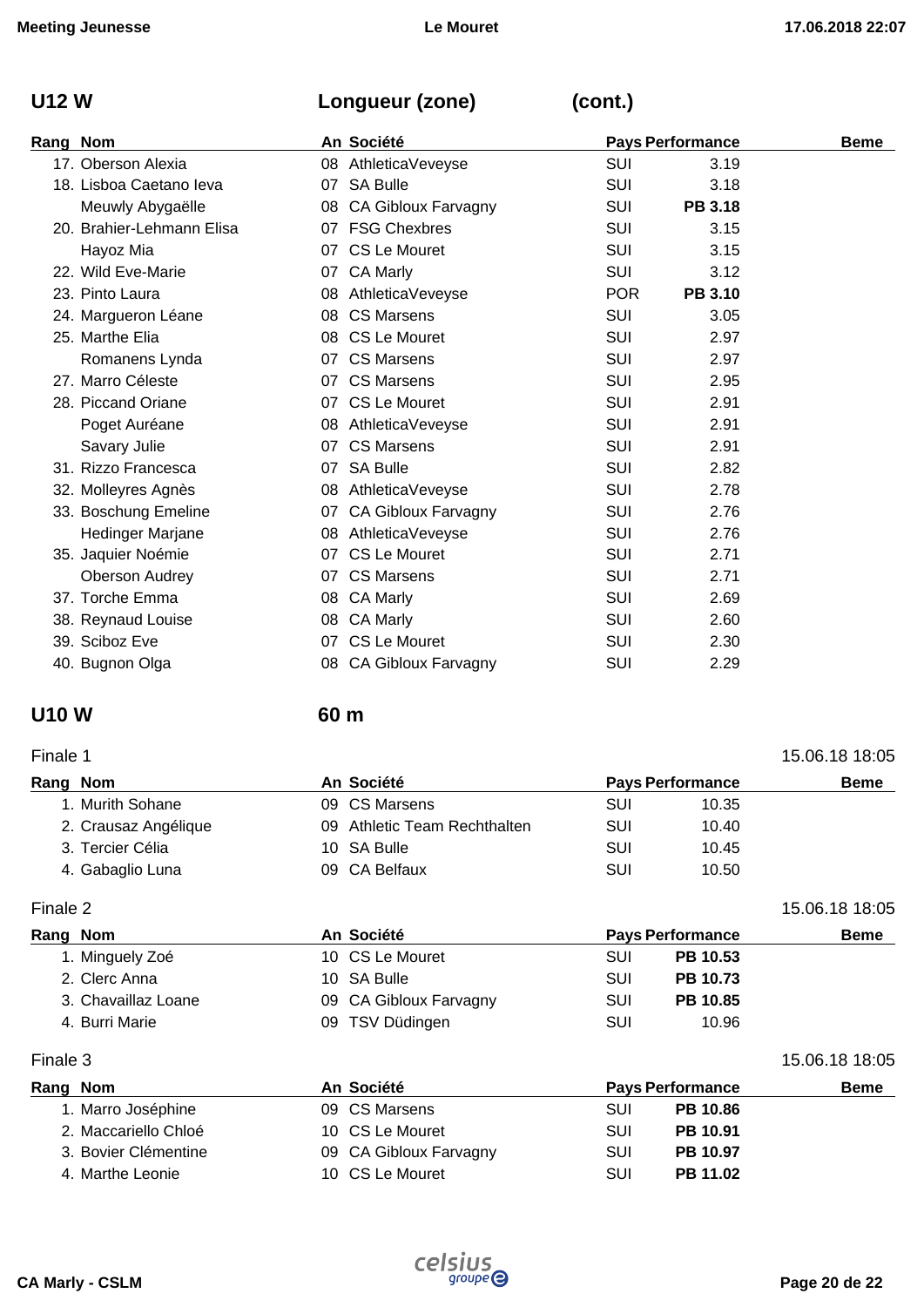## U12 W — Longueur (zone) (cont.)

| Rang | Nom | An | Société | Pays | Performance | Beme |
|---|---|---|---|---|---|---|
| 17. | Oberson Alexia | 08 | AthleticaVeveyse | SUI | 3.19 | |
| 18. | Lisboa Caetano Ieva | 07 | SA Bulle | SUI | 3.18 | |
| | Meuwly Abygaëlle | 08 | CA Gibloux Farvagny | SUI | **PB 3.18** | |
| 20. | Brahier-Lehmann Elisa | 07 | FSG Chexbres | SUI | 3.15 | |
| | Hayoz Mia | 07 | CS Le Mouret | SUI | 3.15 | |
| 22. | Wild Eve-Marie | 07 | CA Marly | SUI | 3.12 | |
| 23. | Pinto Laura | 08 | AthleticaVeveyse | POR | **PB 3.10** | |
| 24. | Margueron Léane | 08 | CS Marsens | SUI | 3.05 | |
| 25. | Marthe Elia | 08 | CS Le Mouret | SUI | 2.97 | |
| | Romanens Lynda | 07 | CS Marsens | SUI | 2.97 | |
| 27. | Marro Céleste | 07 | CS Marsens | SUI | 2.95 | |
| 28. | Piccand Oriane | 07 | CS Le Mouret | SUI | 2.91 | |
| | Poget Auréane | 08 | AthleticaVeveyse | SUI | 2.91 | |
| | Savary Julie | 07 | CS Marsens | SUI | 2.91 | |
| 31. | Rizzo Francesca | 07 | SA Bulle | SUI | 2.82 | |
| 32. | Molleyres Agnès | 08 | AthleticaVeveyse | SUI | 2.78 | |
| 33. | Boschung Emeline | 07 | CA Gibloux Farvagny | SUI | 2.76 | |
| | Hedinger Marjane | 08 | AthleticaVeveyse | SUI | 2.76 | |
| 35. | Jaquier Noémie | 07 | CS Le Mouret | SUI | 2.71 | |
| | Oberson Audrey | 07 | CS Marsens | SUI | 2.71 | |
| 37. | Torche Emma | 08 | CA Marly | SUI | 2.69 | |
| 38. | Reynaud Louise | 08 | CA Marly | SUI | 2.60 | |
| 39. | Sciboz Eve | 07 | CS Le Mouret | SUI | 2.30 | |
| 40. | Bugnon Olga | 08 | CA Gibloux Farvagny | SUI | 2.29 | |

## U10 W — 60 m

### Finale 1 — 15.06.18 18:05

| Rang | Nom | An | Société | Pays | Performance | Beme |
|---|---|---|---|---|---|---|
| 1. | Murith Sohane | 09 | CS Marsens | SUI | 10.35 | |
| 2. | Crausaz Angélique | 09 | Athletic Team Rechthalten | SUI | 10.40 | |
| 3. | Tercier Célia | 10 | SA Bulle | SUI | 10.45 | |
| 4. | Gabaglio Luna | 09 | CA Belfaux | SUI | 10.50 | |

### Finale 2 — 15.06.18 18:05

| Rang | Nom | An | Société | Pays | Performance | Beme |
|---|---|---|---|---|---|---|
| 1. | Minguely Zoé | 10 | CS Le Mouret | SUI | **PB 10.53** | |
| 2. | Clerc Anna | 10 | SA Bulle | SUI | **PB 10.73** | |
| 3. | Chavaillaz Loane | 09 | CA Gibloux Farvagny | SUI | **PB 10.85** | |
| 4. | Burri Marie | 09 | TSV Düdingen | SUI | 10.96 | |

### Finale 3 — 15.06.18 18:05

| Rang | Nom | An | Société | Pays | Performance | Beme |
|---|---|---|---|---|---|---|
| 1. | Marro Joséphine | 09 | CS Marsens | SUI | **PB 10.86** | |
| 2. | Maccariello Chloé | 10 | CS Le Mouret | SUI | **PB 10.91** | |
| 3. | Bovier Clémentine | 09 | CA Gibloux Farvagny | SUI | **PB 10.97** | |
| 4. | Marthe Leonie | 10 | CS Le Mouret | SUI | **PB 11.02** | |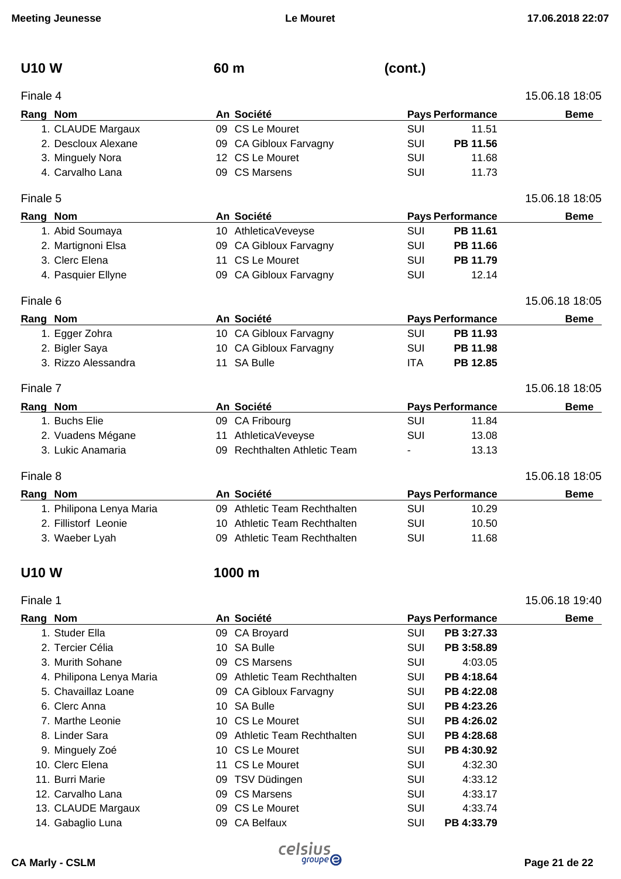## U10 W — 60 m (cont.)

### Finale 4

15.06.18 18:05

| Rang | Nom | An | Société | Pays | Performance | Beme |
|---|---|---|---|---|---|---|
| 1. | CLAUDE Margaux | 09 | CS Le Mouret | SUI | 11.51 | |
| 2. | Descloux Alexane | 09 | CA Gibloux Farvagny | SUI | **PB 11.56** | |
| 3. | Minguely Nora | 12 | CS Le Mouret | SUI | 11.68 | |
| 4. | Carvalho Lana | 09 | CS Marsens | SUI | 11.73 | |

### Finale 5

15.06.18 18:05

| Rang | Nom | An | Société | Pays | Performance | Beme |
|---|---|---|---|---|---|---|
| 1. | Abid Soumaya | 10 | AthleticaVeveyse | SUI | **PB 11.61** | |
| 2. | Martignoni Elsa | 09 | CA Gibloux Farvagny | SUI | **PB 11.66** | |
| 3. | Clerc Elena | 11 | CS Le Mouret | SUI | **PB 11.79** | |
| 4. | Pasquier Ellyne | 09 | CA Gibloux Farvagny | SUI | 12.14 | |

### Finale 6

15.06.18 18:05

| Rang | Nom | An | Société | Pays | Performance | Beme |
|---|---|---|---|---|---|---|
| 1. | Egger Zohra | 10 | CA Gibloux Farvagny | SUI | **PB 11.93** | |
| 2. | Bigler Saya | 10 | CA Gibloux Farvagny | SUI | **PB 11.98** | |
| 3. | Rizzo Alessandra | 11 | SA Bulle | ITA | **PB 12.85** | |

### Finale 7

15.06.18 18:05

| Rang | Nom | An | Société | Pays | Performance | Beme |
|---|---|---|---|---|---|---|
| 1. | Buchs Elie | 09 | CA Fribourg | SUI | 11.84 | |
| 2. | Vuadens Mégane | 11 | AthleticaVeveyse | SUI | 13.08 | |
| 3. | Lukic Anamaria | 09 | Rechthalten Athletic Team | - | 13.13 | |

### Finale 8

15.06.18 18:05

| Rang | Nom | An | Société | Pays | Performance | Beme |
|---|---|---|---|---|---|---|
| 1. | Philipona Lenya Maria | 09 | Athletic Team Rechthalten | SUI | 10.29 | |
| 2. | Fillistorf Leonie | 10 | Athletic Team Rechthalten | SUI | 10.50 | |
| 3. | Waeber Lyah | 09 | Athletic Team Rechthalten | SUI | 11.68 | |

## U10 W — 1000 m

### Finale 1

15.06.18 19:40

| Rang | Nom | An | Société | Pays | Performance | Beme |
|---|---|---|---|---|---|---|
| 1. | Studer Ella | 09 | CA Broyard | SUI | **PB 3:27.33** | |
| 2. | Tercier Célia | 10 | SA Bulle | SUI | **PB 3:58.89** | |
| 3. | Murith Sohane | 09 | CS Marsens | SUI | 4:03.05 | |
| 4. | Philipona Lenya Maria | 09 | Athletic Team Rechthalten | SUI | **PB 4:18.64** | |
| 5. | Chavaillaz Loane | 09 | CA Gibloux Farvagny | SUI | **PB 4:22.08** | |
| 6. | Clerc Anna | 10 | SA Bulle | SUI | **PB 4:23.26** | |
| 7. | Marthe Leonie | 10 | CS Le Mouret | SUI | **PB 4:26.02** | |
| 8. | Linder Sara | 09 | Athletic Team Rechthalten | SUI | **PB 4:28.68** | |
| 9. | Minguely Zoé | 10 | CS Le Mouret | SUI | **PB 4:30.92** | |
| 10. | Clerc Elena | 11 | CS Le Mouret | SUI | 4:32.30 | |
| 11. | Burri Marie | 09 | TSV Düdingen | SUI | 4:33.12 | |
| 12. | Carvalho Lana | 09 | CS Marsens | SUI | 4:33.17 | |
| 13. | CLAUDE Margaux | 09 | CS Le Mouret | SUI | 4:33.74 | |
| 14. | Gabaglio Luna | 09 | CA Belfaux | SUI | **PB 4:33.79** | |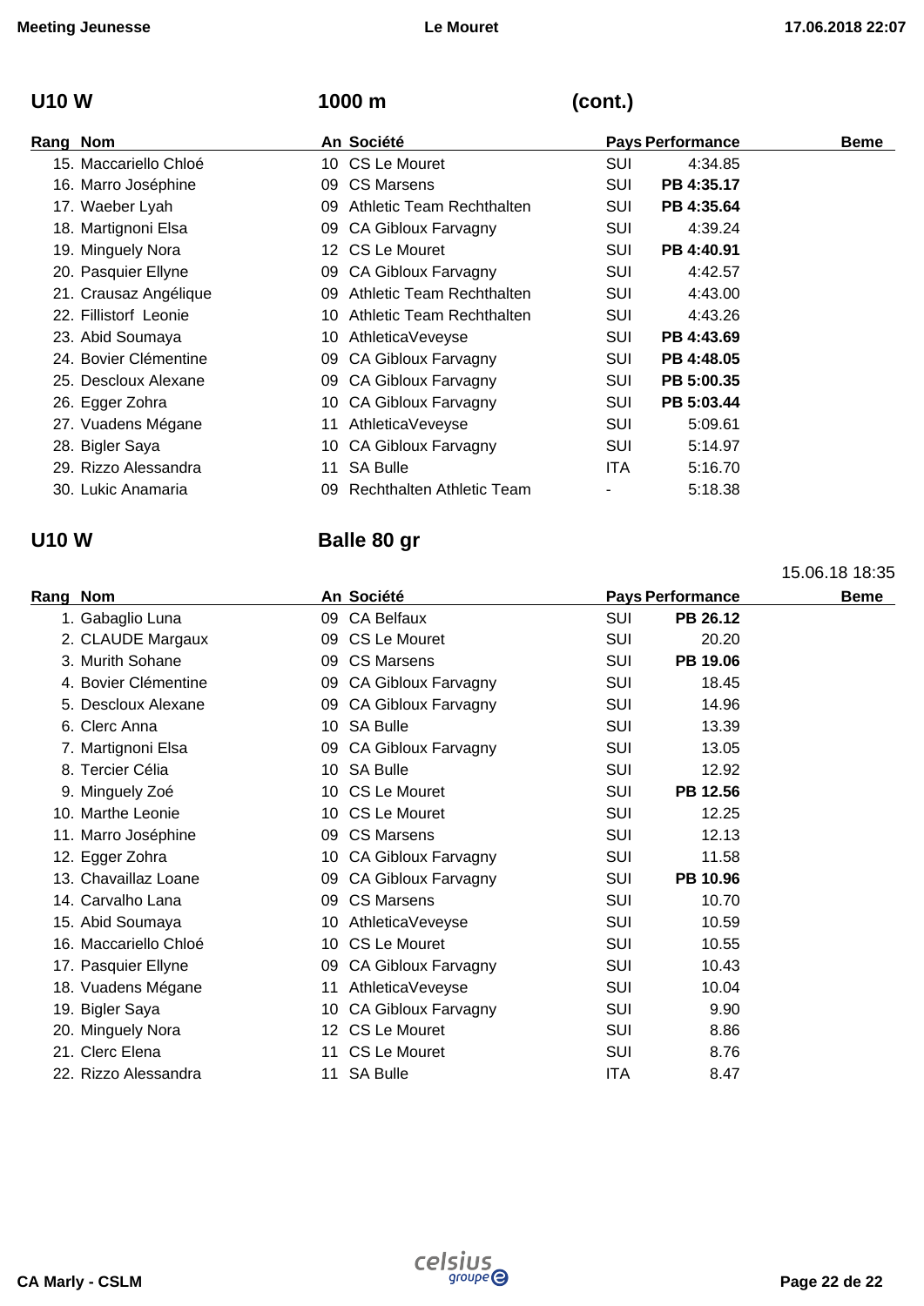## U10 W — 1000 m (cont.)

| Rang | Nom | An | Société | Pays | Performance | Beme |
|---|---|---|---|---|---|---|
| 15. | Maccariello Chloé | 10 | CS Le Mouret | SUI | 4:34.85 | |
| 16. | Marro Joséphine | 09 | CS Marsens | SUI | **PB 4:35.17** | |
| 17. | Waeber Lyah | 09 | Athletic Team Rechthalten | SUI | **PB 4:35.64** | |
| 18. | Martignoni Elsa | 09 | CA Gibloux Farvagny | SUI | 4:39.24 | |
| 19. | Minguely Nora | 12 | CS Le Mouret | SUI | **PB 4:40.91** | |
| 20. | Pasquier Ellyne | 09 | CA Gibloux Farvagny | SUI | 4:42.57 | |
| 21. | Crausaz Angélique | 09 | Athletic Team Rechthalten | SUI | 4:43.00 | |
| 22. | Fillistorf Leonie | 10 | Athletic Team Rechthalten | SUI | 4:43.26 | |
| 23. | Abid Soumaya | 10 | AthleticaVeveyse | SUI | **PB 4:43.69** | |
| 24. | Bovier Clémentine | 09 | CA Gibloux Farvagny | SUI | **PB 4:48.05** | |
| 25. | Descloux Alexane | 09 | CA Gibloux Farvagny | SUI | **PB 5:00.35** | |
| 26. | Egger Zohra | 10 | CA Gibloux Farvagny | SUI | **PB 5:03.44** | |
| 27. | Vuadens Mégane | 11 | AthleticaVeveyse | SUI | 5:09.61 | |
| 28. | Bigler Saya | 10 | CA Gibloux Farvagny | SUI | 5:14.97 | |
| 29. | Rizzo Alessandra | 11 | SA Bulle | ITA | 5:16.70 | |
| 30. | Lukic Anamaria | 09 | Rechthalten Athletic Team | - | 5:18.38 | |

## U10 W — Balle 80 gr

15.06.18 18:35

| Rang | Nom | An | Société | Pays | Performance | Beme |
|---|---|---|---|---|---|---|
| 1. | Gabaglio Luna | 09 | CA Belfaux | SUI | **PB 26.12** | |
| 2. | CLAUDE Margaux | 09 | CS Le Mouret | SUI | 20.20 | |
| 3. | Murith Sohane | 09 | CS Marsens | SUI | **PB 19.06** | |
| 4. | Bovier Clémentine | 09 | CA Gibloux Farvagny | SUI | 18.45 | |
| 5. | Descloux Alexane | 09 | CA Gibloux Farvagny | SUI | 14.96 | |
| 6. | Clerc Anna | 10 | SA Bulle | SUI | 13.39 | |
| 7. | Martignoni Elsa | 09 | CA Gibloux Farvagny | SUI | 13.05 | |
| 8. | Tercier Célia | 10 | SA Bulle | SUI | 12.92 | |
| 9. | Minguely Zoé | 10 | CS Le Mouret | SUI | **PB 12.56** | |
| 10. | Marthe Leonie | 10 | CS Le Mouret | SUI | 12.25 | |
| 11. | Marro Joséphine | 09 | CS Marsens | SUI | 12.13 | |
| 12. | Egger Zohra | 10 | CA Gibloux Farvagny | SUI | 11.58 | |
| 13. | Chavaillaz Loane | 09 | CA Gibloux Farvagny | SUI | **PB 10.96** | |
| 14. | Carvalho Lana | 09 | CS Marsens | SUI | 10.70 | |
| 15. | Abid Soumaya | 10 | AthleticaVeveyse | SUI | 10.59 | |
| 16. | Maccariello Chloé | 10 | CS Le Mouret | SUI | 10.55 | |
| 17. | Pasquier Ellyne | 09 | CA Gibloux Farvagny | SUI | 10.43 | |
| 18. | Vuadens Mégane | 11 | AthleticaVeveyse | SUI | 10.04 | |
| 19. | Bigler Saya | 10 | CA Gibloux Farvagny | SUI | 9.90 | |
| 20. | Minguely Nora | 12 | CS Le Mouret | SUI | 8.86 | |
| 21. | Clerc Elena | 11 | CS Le Mouret | SUI | 8.76 | |
| 22. | Rizzo Alessandra | 11 | SA Bulle | ITA | 8.47 | |